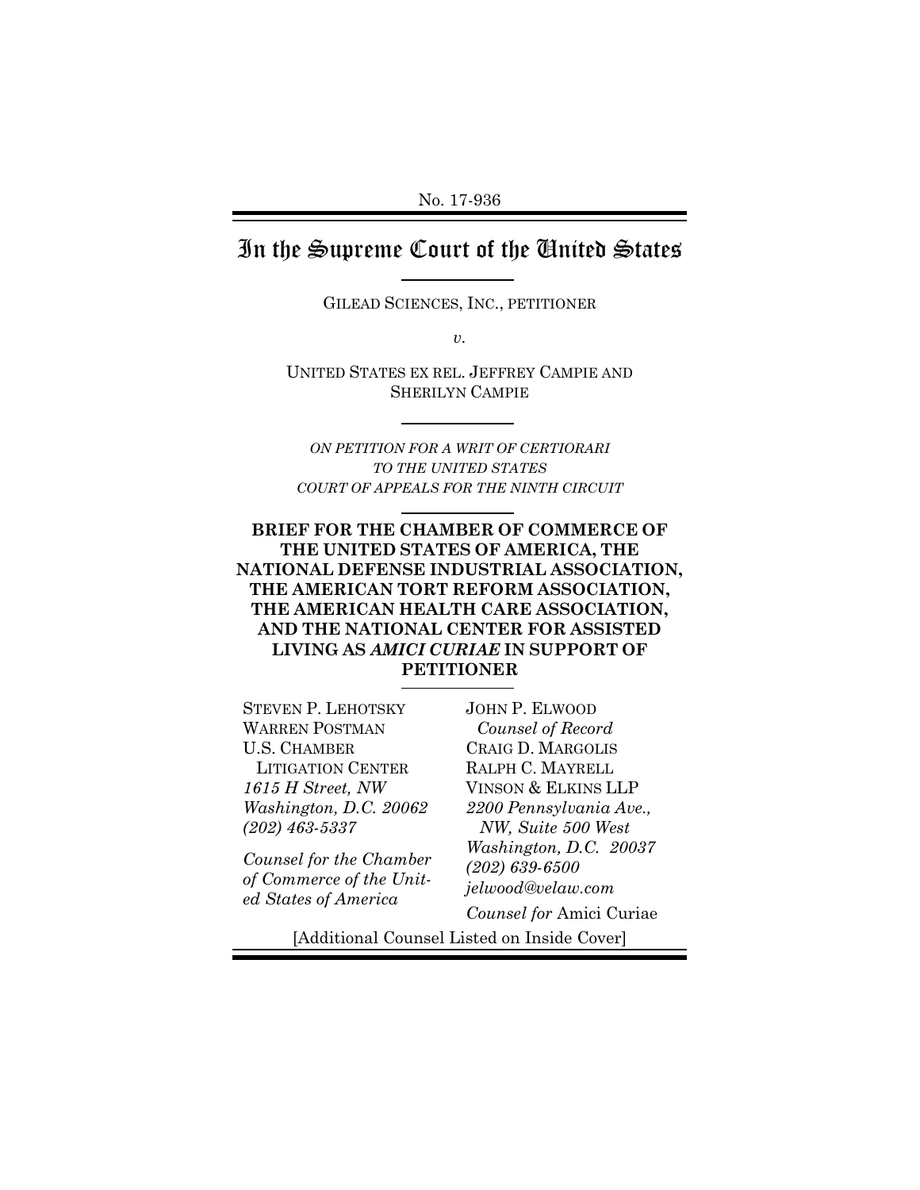No. 17-936

# In the Supreme Court of the United States

GILEAD SCIENCES, INC., PETITIONER

*v.*

UNITED STATES EX REL. JEFFREY CAMPIE AND SHERILYN CAMPIE

*ON PETITION FOR A WRIT OF CERTIORARI TO THE UNITED STATES COURT OF APPEALS FOR THE NINTH CIRCUIT*

**BRIEF FOR THE CHAMBER OF COMMERCE OF THE UNITED STATES OF AMERICA, THE NATIONAL DEFENSE INDUSTRIAL ASSOCIATION, THE AMERICAN TORT REFORM ASSOCIATION, THE AMERICAN HEALTH CARE ASSOCIATION, AND THE NATIONAL CENTER FOR ASSISTED LIVING AS *AMICI CURIAE* IN SUPPORT OF PETITIONER**

STEVEN P. LEHOTSKY
WARREN POSTMAN
U.S. CHAMBER LITIGATION CENTER
*1615 H Street, NW*
*Washington, D.C. 20062*
*(202) 463-5337*

*Counsel for the Chamber of Commerce of the United States of America*

JOHN P. ELWOOD
*Counsel of Record*
CRAIG D. MARGOLIS
RALPH C. MAYRELL
VINSON & ELKINS LLP
*2200 Pennsylvania Ave., NW, Suite 500 West*
*Washington, D.C. 20037*
*(202) 639-6500*
*jelwood@velaw.com*

*Counsel for* Amici Curiae

[Additional Counsel Listed on Inside Cover]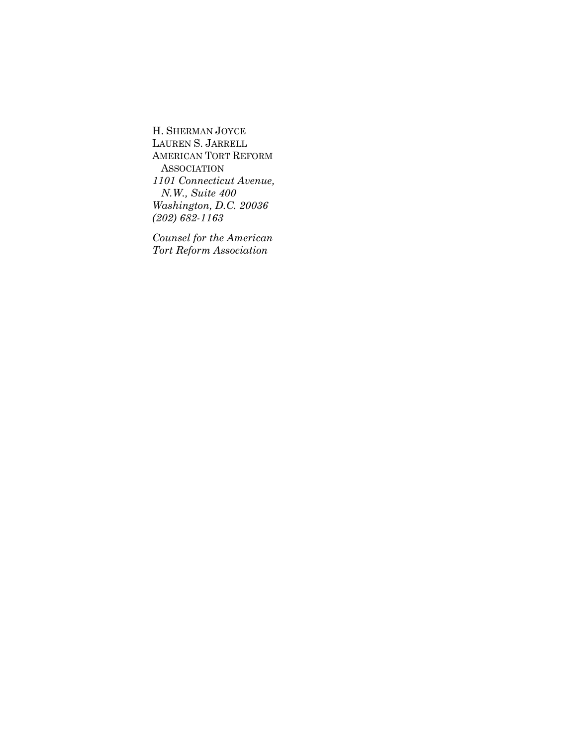H. SHERMAN JOYCE
LAUREN S. JARRELL
AMERICAN TORT REFORM
ASSOCIATION
*1101 Connecticut Avenue,*
*N.W., Suite 400*
*Washington, D.C. 20036*
*(202) 682-1163*

*Counsel for the American Tort Reform Association*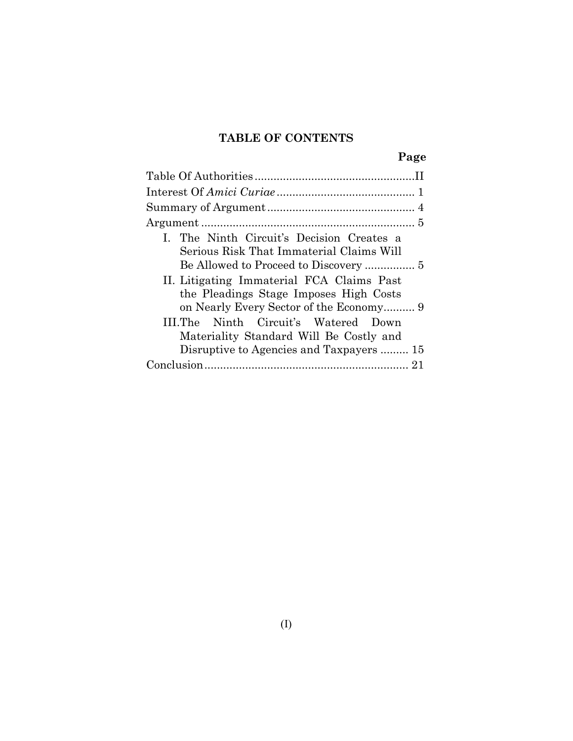## TABLE OF CONTENTS

**Page**

Table Of Authorities ..................................................II
Interest Of *Amici Curiae* ............................................ 1
Summary of Argument ............................................... 4
Argument .................................................................... 5

I. The Ninth Circuit's Decision Creates a Serious Risk That Immaterial Claims Will Be Allowed to Proceed to Discovery ................ 5

II. Litigating Immaterial FCA Claims Past the Pleadings Stage Imposes High Costs on Nearly Every Sector of the Economy.......... 9

III. The Ninth Circuit's Watered Down Materiality Standard Will Be Costly and Disruptive to Agencies and Taxpayers ......... 15

Conclusion ................................................................. 21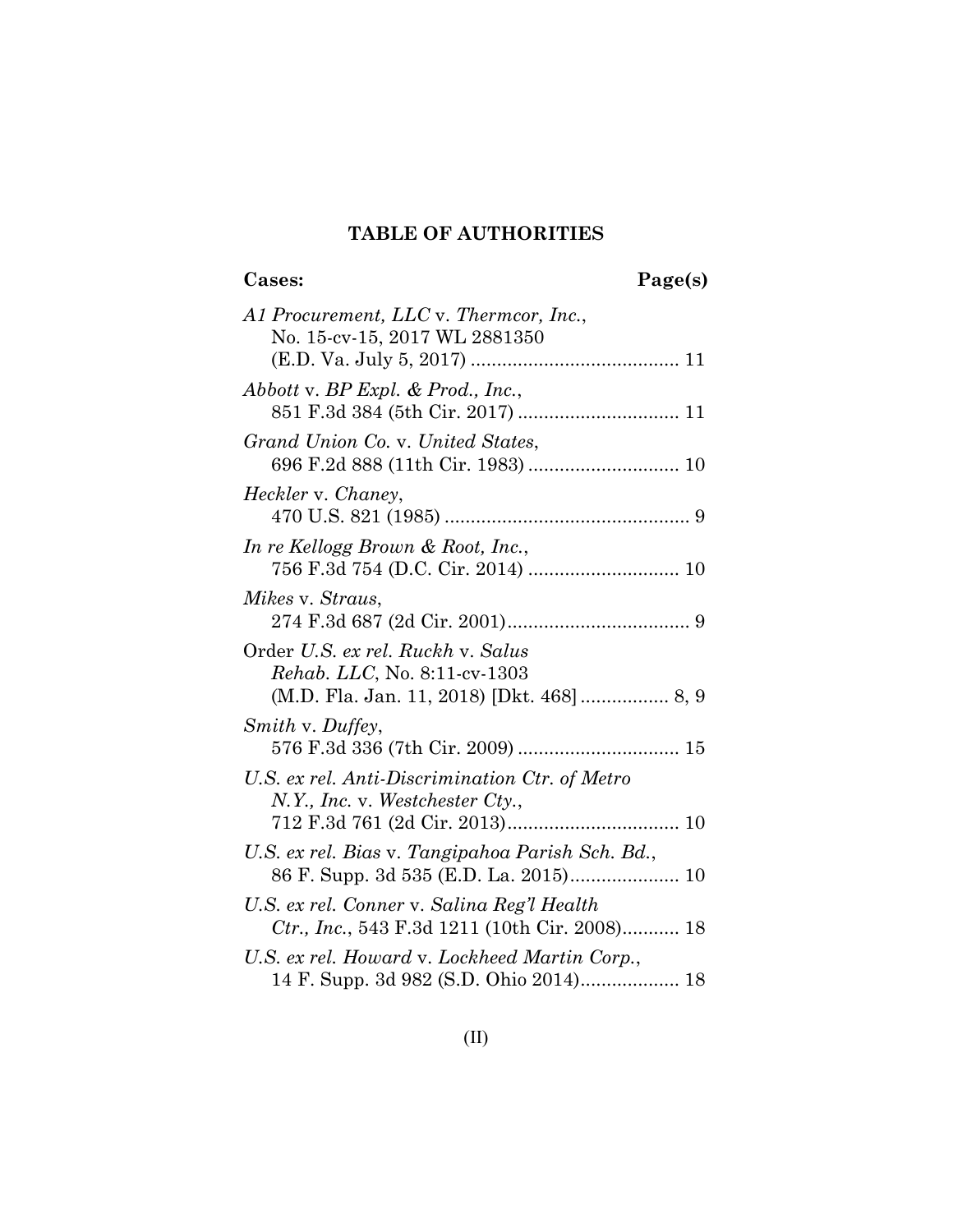## TABLE OF AUTHORITIES

**Cases: Page(s)**

*A1 Procurement, LLC* v. *Thermcor, Inc.*, No. 15-cv-15, 2017 WL 2881350 (E.D. Va. July 5, 2017) ........................................ 11

*Abbott* v. *BP Expl. & Prod., Inc.*, 851 F.3d 384 (5th Cir. 2017) ............................... 11

*Grand Union Co.* v. *United States*, 696 F.2d 888 (11th Cir. 1983) ............................. 10

*Heckler* v. *Chaney*, 470 U.S. 821 (1985) ................................................ 9

*In re Kellogg Brown & Root, Inc.*, 756 F.3d 754 (D.C. Cir. 2014) ............................. 10

*Mikes* v. *Straus*, 274 F.3d 687 (2d Cir. 2001)................................... 9

Order *U.S. ex rel. Ruckh* v. *Salus Rehab. LLC*, No. 8:11-cv-1303 (M.D. Fla. Jan. 11, 2018) [Dkt. 468] ................. 8, 9

*Smith* v. *Duffey*, 576 F.3d 336 (7th Cir. 2009) ............................... 15

*U.S. ex rel. Anti-Discrimination Ctr. of Metro N.Y., Inc.* v. *Westchester Cty.*, 712 F.3d 761 (2d Cir. 2013)................................. 10

*U.S. ex rel. Bias* v. *Tangipahoa Parish Sch. Bd.*, 86 F. Supp. 3d 535 (E.D. La. 2015)..................... 10

*U.S. ex rel. Conner* v. *Salina Reg'l Health Ctr., Inc.*, 543 F.3d 1211 (10th Cir. 2008)........... 18

*U.S. ex rel. Howard* v. *Lockheed Martin Corp.*, 14 F. Supp. 3d 982 (S.D. Ohio 2014)................... 18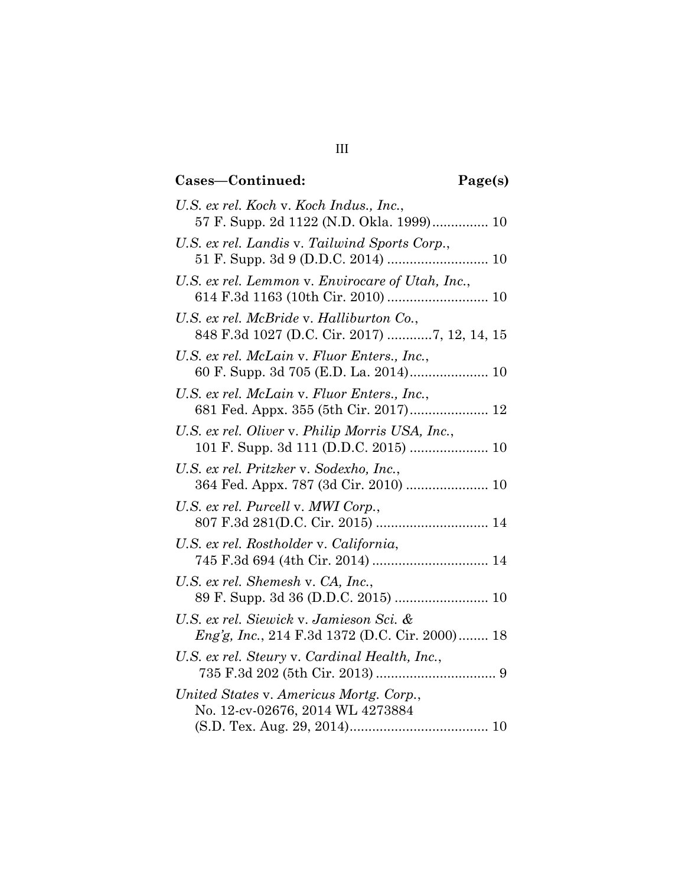**Cases—Continued:** **Page(s)**

*U.S. ex rel. Koch* v. *Koch Indus., Inc.*,
57 F. Supp. 2d 1122 (N.D. Okla. 1999)............... 10

*U.S. ex rel. Landis* v. *Tailwind Sports Corp.*,
51 F. Supp. 3d 9 (D.D.C. 2014) .......................... 10

*U.S. ex rel. Lemmon* v. *Envirocare of Utah, Inc.*,
614 F.3d 1163 (10th Cir. 2010) .......................... 10

*U.S. ex rel. McBride* v. *Halliburton Co.*,
848 F.3d 1027 (D.C. Cir. 2017) ............7, 12, 14, 15

*U.S. ex rel. McLain* v. *Fluor Enters., Inc.*,
60 F. Supp. 3d 705 (E.D. La. 2014)..................... 10

*U.S. ex rel. McLain* v. *Fluor Enters., Inc.*,
681 Fed. Appx. 355 (5th Cir. 2017)..................... 12

*U.S. ex rel. Oliver* v. *Philip Morris USA, Inc.*,
101 F. Supp. 3d 111 (D.D.C. 2015) ..................... 10

*U.S. ex rel. Pritzker* v. *Sodexho, Inc.*,
364 Fed. Appx. 787 (3d Cir. 2010) ...................... 10

*U.S. ex rel. Purcell* v. *MWI Corp.*,
807 F.3d 281(D.C. Cir. 2015) .............................. 14

*U.S. ex rel. Rostholder* v. *California*,
745 F.3d 694 (4th Cir. 2014) ............................... 14

*U.S. ex rel. Shemesh* v. *CA, Inc.*,
89 F. Supp. 3d 36 (D.D.C. 2015) ......................... 10

*U.S. ex rel. Siewick* v. *Jamieson Sci. & Eng'g, Inc.*, 214 F.3d 1372 (D.C. Cir. 2000)........ 18

*U.S. ex rel. Steury* v. *Cardinal Health, Inc.*,
735 F.3d 202 (5th Cir. 2013) ................................ 9

*United States* v. *Americus Mortg. Corp.*,
No. 12-cv-02676, 2014 WL 4273884
(S.D. Tex. Aug. 29, 2014)..................................... 10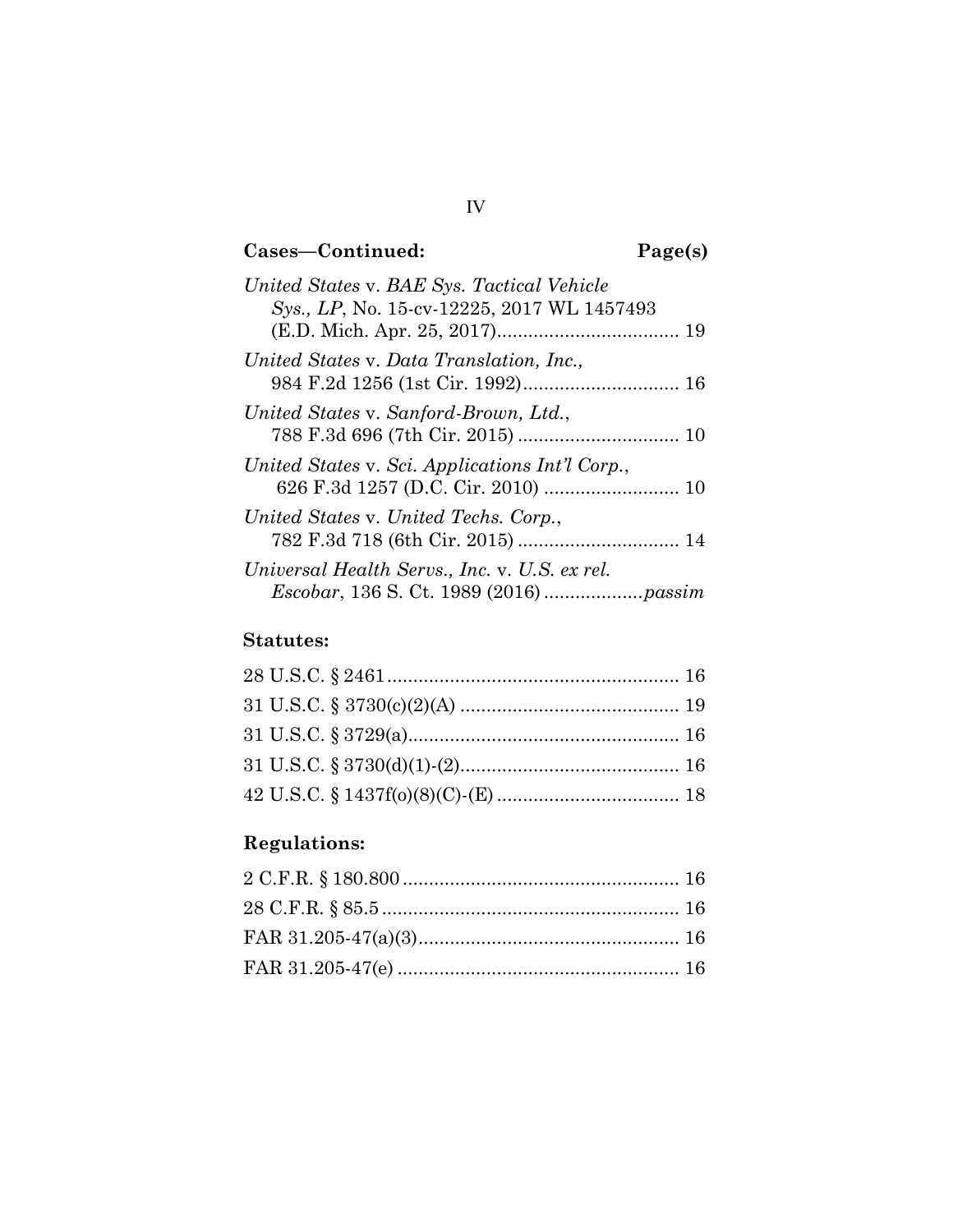**Cases—Continued:** **Page(s)**

*United States* v. *BAE Sys. Tactical Vehicle Sys., LP*, No. 15-cv-12225, 2017 WL 1457493 (E.D. Mich. Apr. 25, 2017) .................................. 19

*United States* v. *Data Translation, Inc.*, 984 F.2d 1256 (1st Cir. 1992) ............................. 16

*United States* v. *Sanford-Brown, Ltd.*, 788 F.3d 696 (7th Cir. 2015) .............................. 10

*United States* v. *Sci. Applications Int'l Corp.*, 626 F.3d 1257 (D.C. Cir. 2010) ......................... 10

*United States* v. *United Techs. Corp.*, 782 F.3d 718 (6th Cir. 2015) .............................. 14

*Universal Health Servs., Inc.* v. *U.S. ex rel. Escobar*, 136 S. Ct. 1989 (2016) ..................*passim*

**Statutes:**

28 U.S.C. § 2461 ....................................................... 16

31 U.S.C. § 3730(c)(2)(A) ......................................... 19

31 U.S.C. § 3729(a) .................................................... 16

31 U.S.C. § 3730(d)(1)-(2) .......................................... 16

42 U.S.C. § 1437f(o)(8)(C)-(E) .................................. 18

**Regulations:**

2 C.F.R. § 180.800 ..................................................... 16

28 C.F.R. § 85.5 ......................................................... 16

FAR 31.205-47(a)(3) .................................................. 16

FAR 31.205-47(e) ...................................................... 16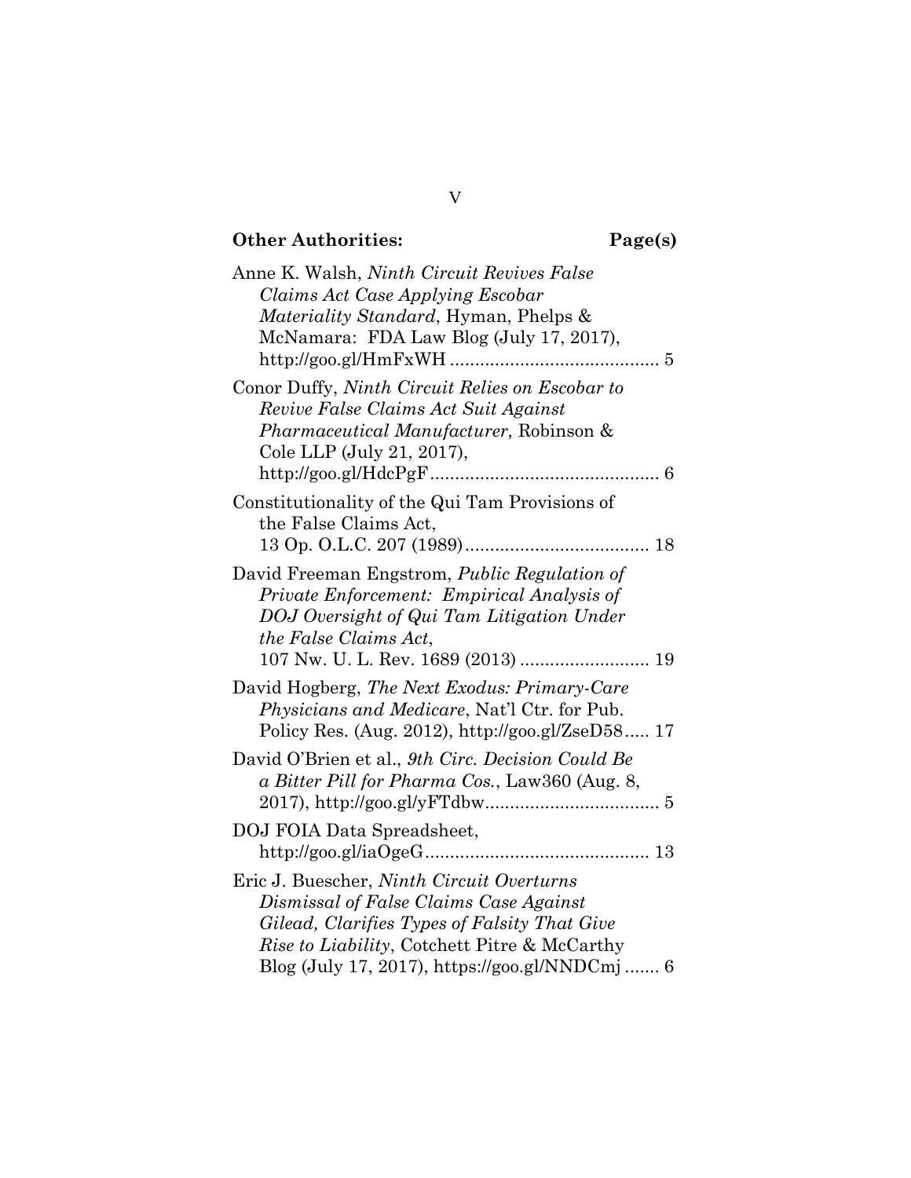**Other Authorities:** **Page(s)**

Anne K. Walsh, *Ninth Circuit Revives False Claims Act Case Applying Escobar Materiality Standard*, Hyman, Phelps & McNamara: FDA Law Blog (July 17, 2017), http://goo.gl/HmFxWH .......................................... 5

Conor Duffy, *Ninth Circuit Relies on Escobar to Revive False Claims Act Suit Against Pharmaceutical Manufacturer,* Robinson & Cole LLP (July 21, 2017), http://goo.gl/HdcPgF .............................................. 6

Constitutionality of the Qui Tam Provisions of the False Claims Act, 13 Op. O.L.C. 207 (1989) ..................................... 18

David Freeman Engstrom, *Public Regulation of Private Enforcement: Empirical Analysis of DOJ Oversight of Qui Tam Litigation Under the False Claims Act*, 107 Nw. U. L. Rev. 1689 (2013) .......................... 19

David Hogberg, *The Next Exodus: Primary-Care Physicians and Medicare*, Nat'l Ctr. for Pub. Policy Res. (Aug. 2012), http://goo.gl/ZseD58 ..... 17

David O'Brien et al., *9th Circ. Decision Could Be a Bitter Pill for Pharma Cos.*, Law360 (Aug. 8, 2017), http://goo.gl/yFTdbw................................... 5

DOJ FOIA Data Spreadsheet, http://goo.gl/iaOgeG............................................ 13

Eric J. Buescher, *Ninth Circuit Overturns Dismissal of False Claims Case Against Gilead, Clarifies Types of Falsity That Give Rise to Liability*, Cotchett Pitre & McCarthy Blog (July 17, 2017), https://goo.gl/NNDCmj ....... 6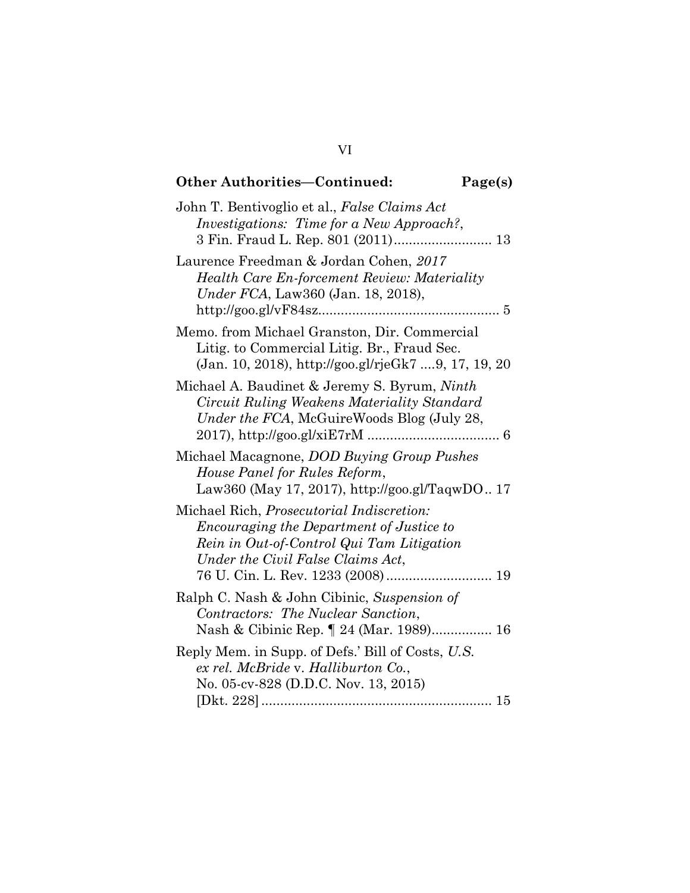**Other Authorities—Continued: Page(s)**

John T. Bentivoglio et al., *False Claims Act Investigations: Time for a New Approach?*, 3 Fin. Fraud L. Rep. 801 (2011).......................... 13

Laurence Freedman & Jordan Cohen, *2017 Health Care En-forcement Review: Materiality Under FCA*, Law360 (Jan. 18, 2018), http://goo.gl/vF84sz................................................ 5

Memo. from Michael Granston, Dir. Commercial Litig. to Commercial Litig. Br., Fraud Sec. (Jan. 10, 2018), http://goo.gl/rjeGk7 ....9, 17, 19, 20

Michael A. Baudinet & Jeremy S. Byrum, *Ninth Circuit Ruling Weakens Materiality Standard Under the FCA*, McGuireWoods Blog (July 28, 2017), http://goo.gl/xiE7rM ................................... 6

Michael Macagnone, *DOD Buying Group Pushes House Panel for Rules Reform*, Law360 (May 17, 2017), http://goo.gl/TaqwDO.. 17

Michael Rich, *Prosecutorial Indiscretion: Encouraging the Department of Justice to Rein in Out-of-Control Qui Tam Litigation Under the Civil False Claims Act*, 76 U. Cin. L. Rev. 1233 (2008)............................ 19

Ralph C. Nash & John Cibinic, *Suspension of Contractors: The Nuclear Sanction*, Nash & Cibinic Rep. ¶ 24 (Mar. 1989)................ 16

Reply Mem. in Supp. of Defs.' Bill of Costs, *U.S. ex rel. McBride* v. *Halliburton Co.*, No. 05-cv-828 (D.D.C. Nov. 13, 2015) [Dkt. 228]............................................................. 15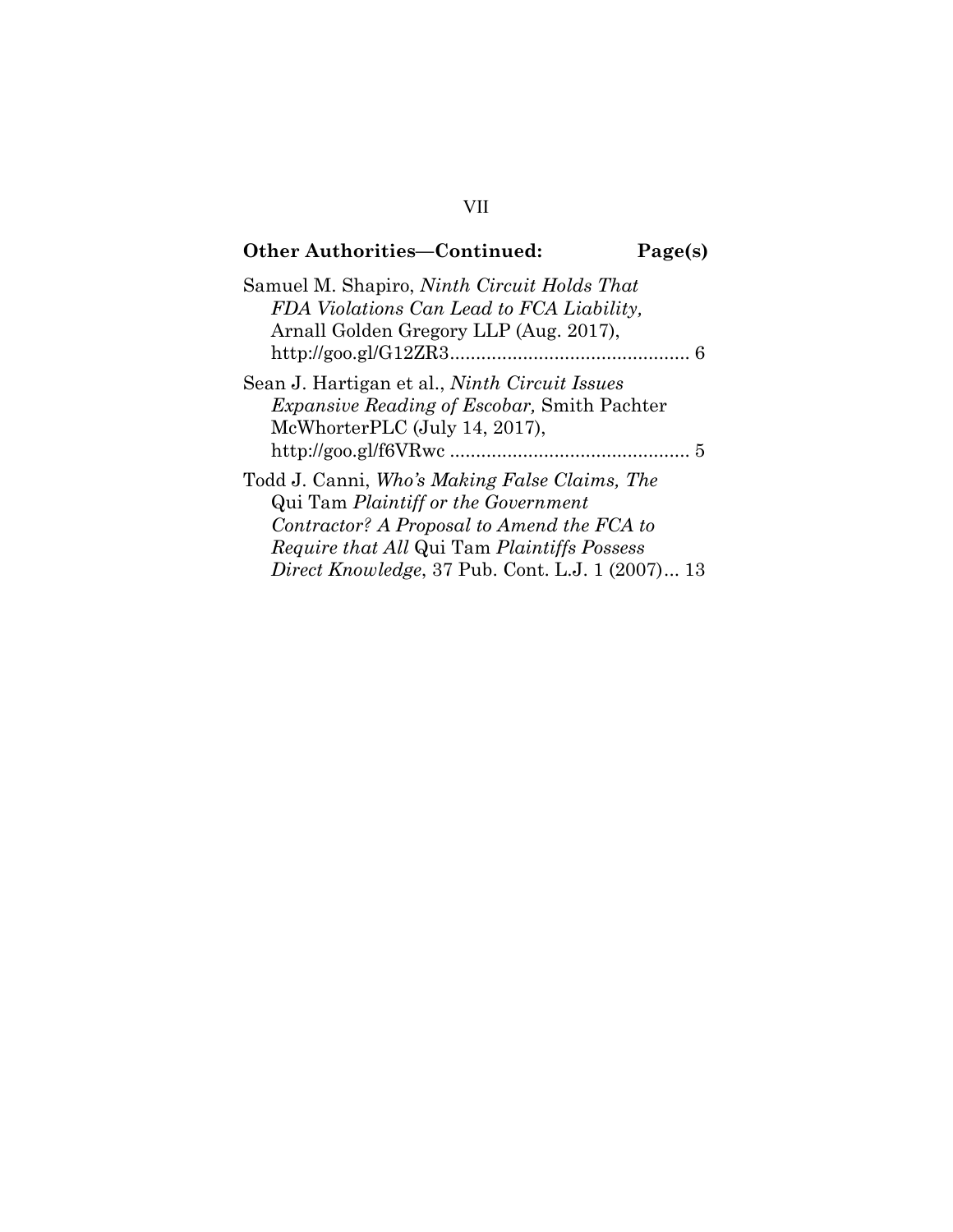**Other Authorities—Continued: Page(s)**

Samuel M. Shapiro, *Ninth Circuit Holds That FDA Violations Can Lead to FCA Liability,* Arnall Golden Gregory LLP (Aug. 2017), http://goo.gl/G12ZR3............................................. 6

Sean J. Hartigan et al., *Ninth Circuit Issues Expansive Reading of Escobar,* Smith Pachter McWhorterPLC (July 14, 2017), http://goo.gl/f6VRwc ............................................. 5

Todd J. Canni, *Who's Making False Claims, The* Qui Tam *Plaintiff or the Government Contractor? A Proposal to Amend the FCA to Require that All* Qui Tam *Plaintiffs Possess Direct Knowledge*, 37 Pub. Cont. L.J. 1 (2007)... 13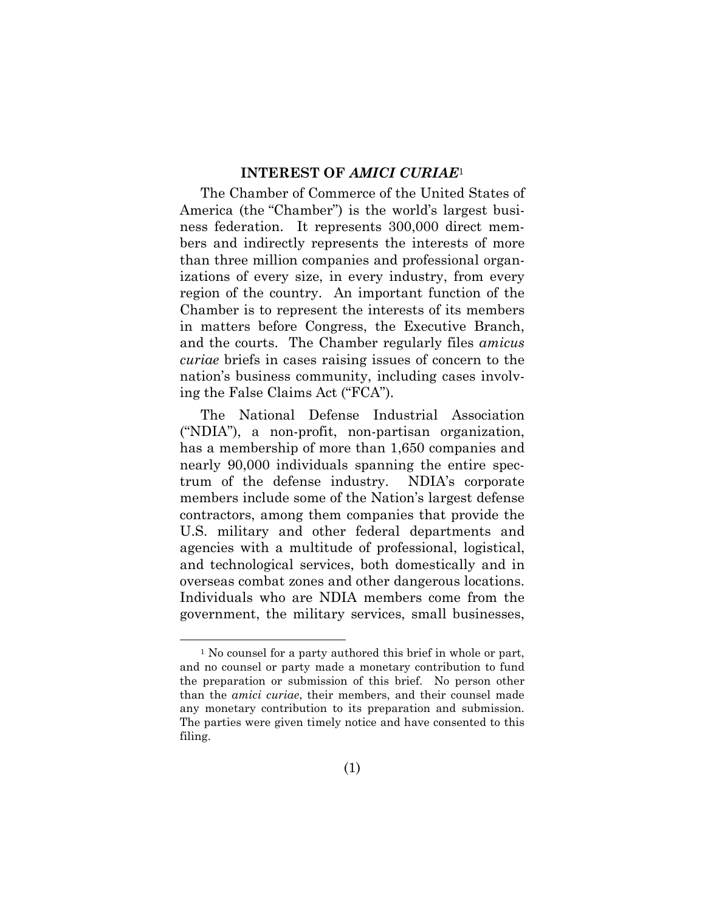## INTEREST OF *AMICI CURIAE*[1]

The Chamber of Commerce of the United States of America (the "Chamber") is the world's largest business federation. It represents 300,000 direct members and indirectly represents the interests of more than three million companies and professional organizations of every size, in every industry, from every region of the country. An important function of the Chamber is to represent the interests of its members in matters before Congress, the Executive Branch, and the courts. The Chamber regularly files *amicus curiae* briefs in cases raising issues of concern to the nation's business community, including cases involving the False Claims Act ("FCA").

The National Defense Industrial Association ("NDIA"), a non-profit, non-partisan organization, has a membership of more than 1,650 companies and nearly 90,000 individuals spanning the entire spectrum of the defense industry. NDIA's corporate members include some of the Nation's largest defense contractors, among them companies that provide the U.S. military and other federal departments and agencies with a multitude of professional, logistical, and technological services, both domestically and in overseas combat zones and other dangerous locations. Individuals who are NDIA members come from the government, the military services, small businesses,

---

[1] No counsel for a party authored this brief in whole or part, and no counsel or party made a monetary contribution to fund the preparation or submission of this brief. No person other than the *amici curiae*, their members, and their counsel made any monetary contribution to its preparation and submission. The parties were given timely notice and have consented to this filing.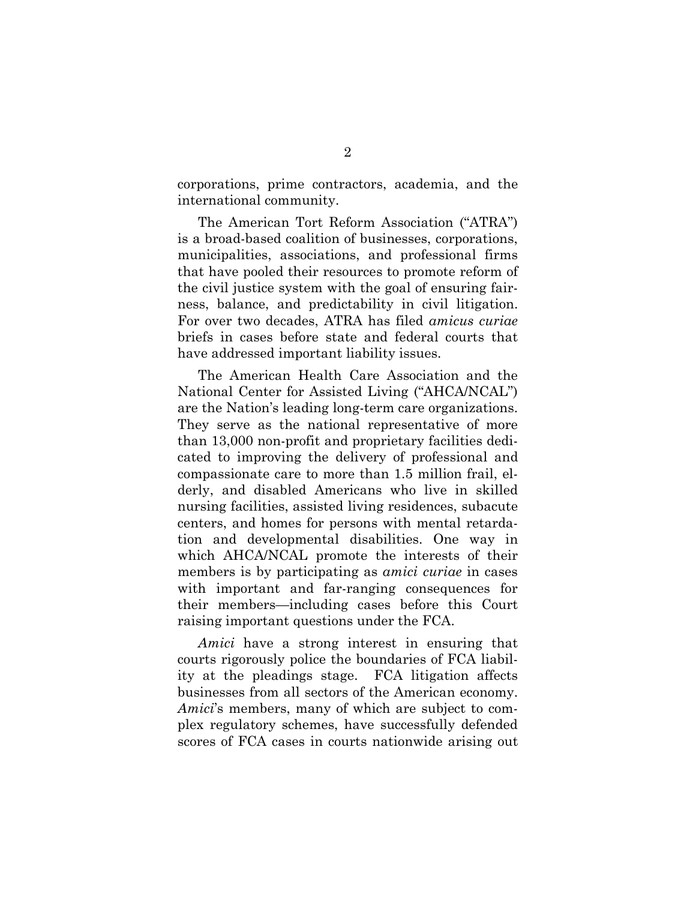corporations, prime contractors, academia, and the international community.

The American Tort Reform Association ("ATRA") is a broad-based coalition of businesses, corporations, municipalities, associations, and professional firms that have pooled their resources to promote reform of the civil justice system with the goal of ensuring fairness, balance, and predictability in civil litigation. For over two decades, ATRA has filed *amicus curiae* briefs in cases before state and federal courts that have addressed important liability issues.

The American Health Care Association and the National Center for Assisted Living ("AHCA/NCAL") are the Nation's leading long-term care organizations. They serve as the national representative of more than 13,000 non-profit and proprietary facilities dedicated to improving the delivery of professional and compassionate care to more than 1.5 million frail, elderly, and disabled Americans who live in skilled nursing facilities, assisted living residences, subacute centers, and homes for persons with mental retardation and developmental disabilities. One way in which AHCA/NCAL promote the interests of their members is by participating as *amici curiae* in cases with important and far-ranging consequences for their members—including cases before this Court raising important questions under the FCA.

*Amici* have a strong interest in ensuring that courts rigorously police the boundaries of FCA liability at the pleadings stage. FCA litigation affects businesses from all sectors of the American economy. *Amici*'s members, many of which are subject to complex regulatory schemes, have successfully defended scores of FCA cases in courts nationwide arising out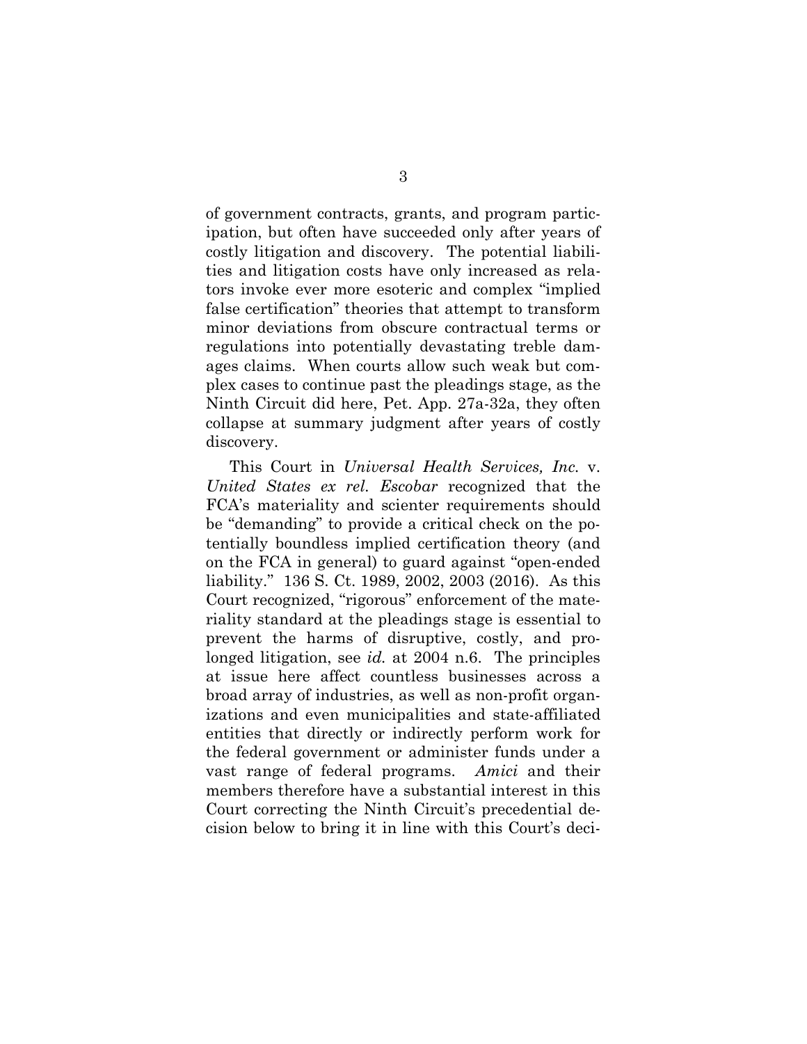of government contracts, grants, and program participation, but often have succeeded only after years of costly litigation and discovery. The potential liabilities and litigation costs have only increased as relators invoke ever more esoteric and complex "implied false certification" theories that attempt to transform minor deviations from obscure contractual terms or regulations into potentially devastating treble damages claims. When courts allow such weak but complex cases to continue past the pleadings stage, as the Ninth Circuit did here, Pet. App. 27a-32a, they often collapse at summary judgment after years of costly discovery.

This Court in *Universal Health Services, Inc.* v. *United States ex rel. Escobar* recognized that the FCA's materiality and scienter requirements should be "demanding" to provide a critical check on the potentially boundless implied certification theory (and on the FCA in general) to guard against "open-ended liability." 136 S. Ct. 1989, 2002, 2003 (2016). As this Court recognized, "rigorous" enforcement of the materiality standard at the pleadings stage is essential to prevent the harms of disruptive, costly, and prolonged litigation, see *id.* at 2004 n.6. The principles at issue here affect countless businesses across a broad array of industries, as well as non-profit organizations and even municipalities and state-affiliated entities that directly or indirectly perform work for the federal government or administer funds under a vast range of federal programs. *Amici* and their members therefore have a substantial interest in this Court correcting the Ninth Circuit's precedential decision below to bring it in line with this Court's deci-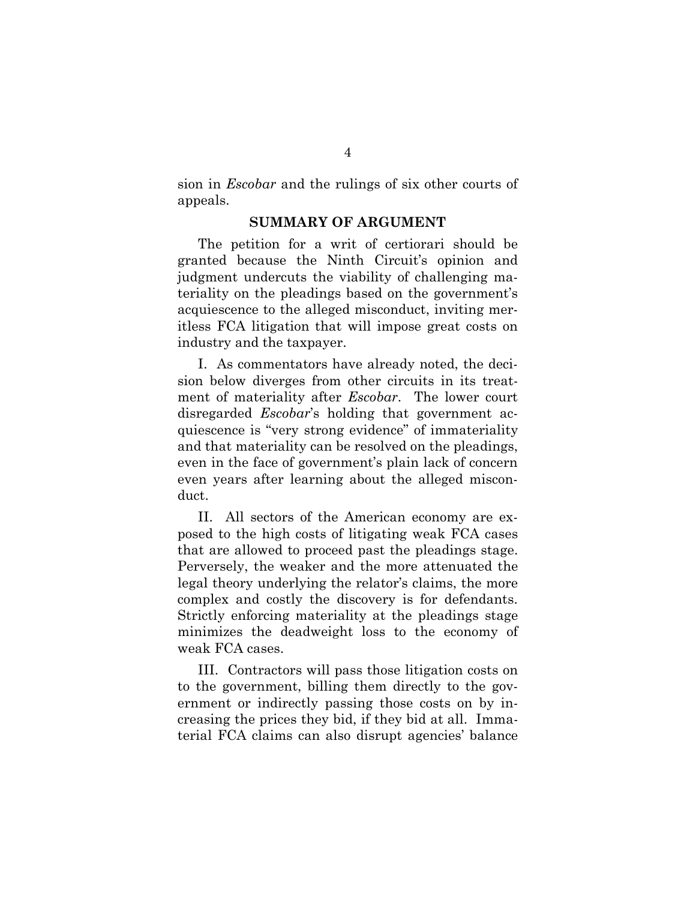sion in *Escobar* and the rulings of six other courts of appeals.

## SUMMARY OF ARGUMENT

The petition for a writ of certiorari should be granted because the Ninth Circuit's opinion and judgment undercuts the viability of challenging materiality on the pleadings based on the government's acquiescence to the alleged misconduct, inviting meritless FCA litigation that will impose great costs on industry and the taxpayer.

I. As commentators have already noted, the decision below diverges from other circuits in its treatment of materiality after *Escobar*. The lower court disregarded *Escobar*'s holding that government acquiescence is "very strong evidence" of immateriality and that materiality can be resolved on the pleadings, even in the face of government's plain lack of concern even years after learning about the alleged misconduct.

II. All sectors of the American economy are exposed to the high costs of litigating weak FCA cases that are allowed to proceed past the pleadings stage. Perversely, the weaker and the more attenuated the legal theory underlying the relator's claims, the more complex and costly the discovery is for defendants. Strictly enforcing materiality at the pleadings stage minimizes the deadweight loss to the economy of weak FCA cases.

III. Contractors will pass those litigation costs on to the government, billing them directly to the government or indirectly passing those costs on by increasing the prices they bid, if they bid at all. Immaterial FCA claims can also disrupt agencies' balance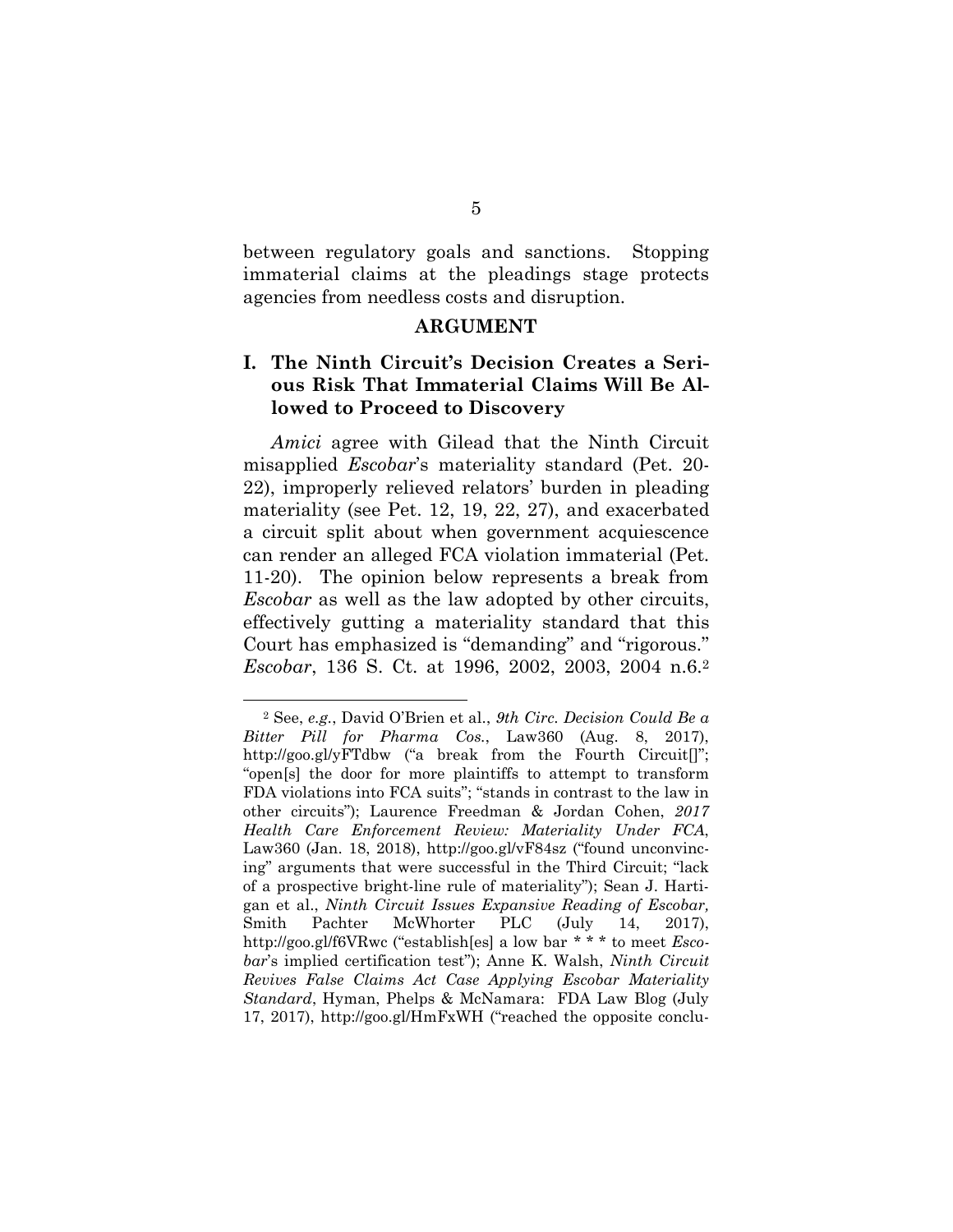between regulatory goals and sanctions. Stopping immaterial claims at the pleadings stage protects agencies from needless costs and disruption.

## ARGUMENT

### I. The Ninth Circuit's Decision Creates a Serious Risk That Immaterial Claims Will Be Allowed to Proceed to Discovery

*Amici* agree with Gilead that the Ninth Circuit misapplied *Escobar*'s materiality standard (Pet. 20-22), improperly relieved relators' burden in pleading materiality (see Pet. 12, 19, 22, 27), and exacerbated a circuit split about when government acquiescence can render an alleged FCA violation immaterial (Pet. 11-20). The opinion below represents a break from *Escobar* as well as the law adopted by other circuits, effectively gutting a materiality standard that this Court has emphasized is "demanding" and "rigorous." *Escobar*, 136 S. Ct. at 1996, 2002, 2003, 2004 n.6.[2]

---

[2] See, *e.g.*, David O'Brien et al., *9th Circ. Decision Could Be a Bitter Pill for Pharma Cos.*, Law360 (Aug. 8, 2017), http://goo.gl/yFTdbw ("a break from the Fourth Circuit[]"; "open[s] the door for more plaintiffs to attempt to transform FDA violations into FCA suits"; "stands in contrast to the law in other circuits"); Laurence Freedman & Jordan Cohen, *2017 Health Care Enforcement Review: Materiality Under FCA*, Law360 (Jan. 18, 2018), http://goo.gl/vF84sz ("found unconvincing" arguments that were successful in the Third Circuit; "lack of a prospective bright-line rule of materiality"); Sean J. Hartigan et al., *Ninth Circuit Issues Expansive Reading of Escobar,* Smith Pachter McWhorter PLC (July 14, 2017), http://goo.gl/f6VRwc ("establish[es] a low bar * * * to meet *Escobar*'s implied certification test"); Anne K. Walsh, *Ninth Circuit Revives False Claims Act Case Applying Escobar Materiality Standard*, Hyman, Phelps & McNamara: FDA Law Blog (July 17, 2017), http://goo.gl/HmFxWH ("reached the opposite conclu-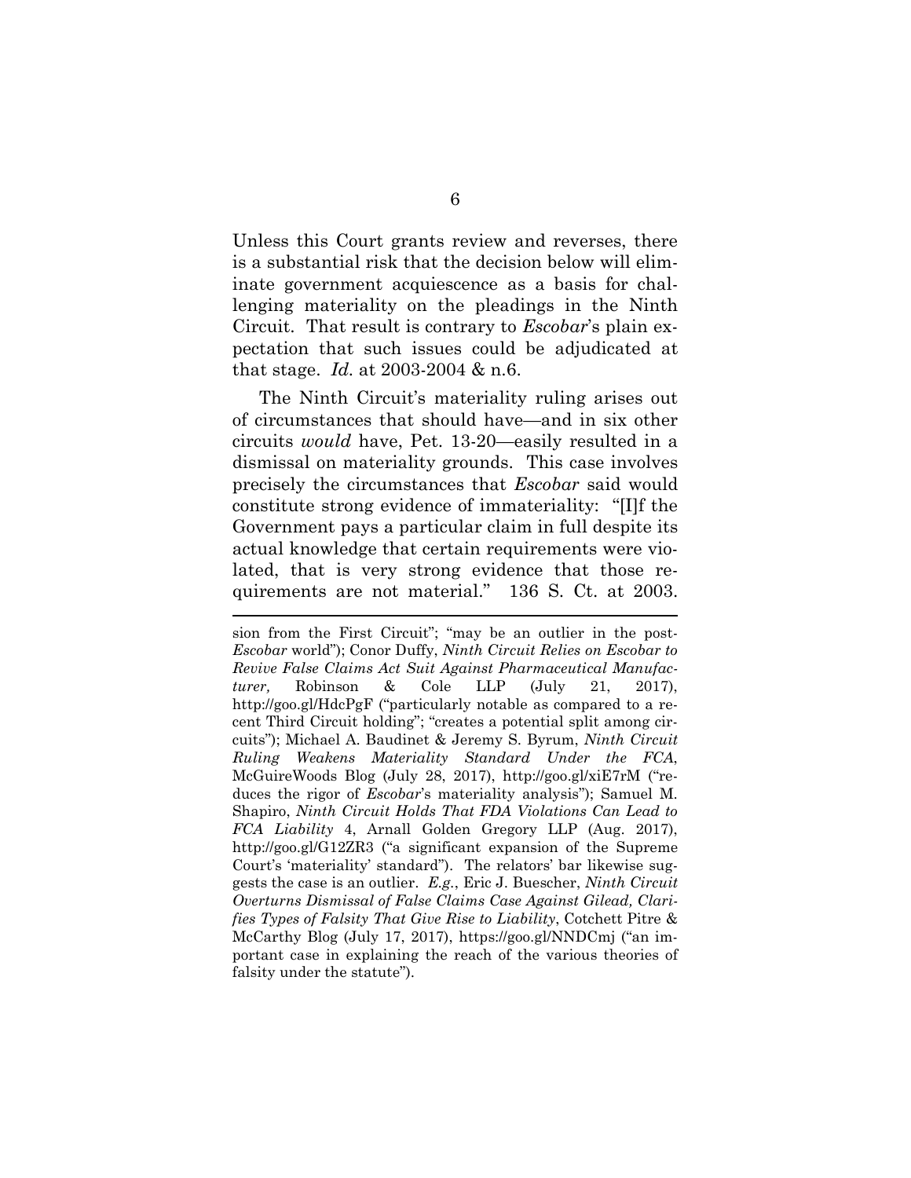Unless this Court grants review and reverses, there is a substantial risk that the decision below will eliminate government acquiescence as a basis for challenging materiality on the pleadings in the Ninth Circuit. That result is contrary to *Escobar*'s plain expectation that such issues could be adjudicated at that stage. *Id.* at 2003-2004 & n.6.

The Ninth Circuit's materiality ruling arises out of circumstances that should have—and in six other circuits *would* have, Pet. 13-20—easily resulted in a dismissal on materiality grounds. This case involves precisely the circumstances that *Escobar* said would constitute strong evidence of immateriality: "[I]f the Government pays a particular claim in full despite its actual knowledge that certain requirements were violated, that is very strong evidence that those requirements are not material." 136 S. Ct. at 2003.

---

sion from the First Circuit"; "may be an outlier in the post-*Escobar* world"); Conor Duffy, *Ninth Circuit Relies on Escobar to Revive False Claims Act Suit Against Pharmaceutical Manufacturer,* Robinson & Cole LLP (July 21, 2017), http://goo.gl/HdcPgF ("particularly notable as compared to a recent Third Circuit holding"; "creates a potential split among circuits"); Michael A. Baudinet & Jeremy S. Byrum, *Ninth Circuit Ruling Weakens Materiality Standard Under the FCA*, McGuireWoods Blog (July 28, 2017), http://goo.gl/xiE7rM ("reduces the rigor of *Escobar*'s materiality analysis"); Samuel M. Shapiro, *Ninth Circuit Holds That FDA Violations Can Lead to FCA Liability* 4, Arnall Golden Gregory LLP (Aug. 2017), http://goo.gl/G12ZR3 ("a significant expansion of the Supreme Court's 'materiality' standard"). The relators' bar likewise suggests the case is an outlier. *E.g.*, Eric J. Buescher, *Ninth Circuit Overturns Dismissal of False Claims Case Against Gilead, Clarifies Types of Falsity That Give Rise to Liability*, Cotchett Pitre & McCarthy Blog (July 17, 2017), https://goo.gl/NNDCmj ("an important case in explaining the reach of the various theories of falsity under the statute").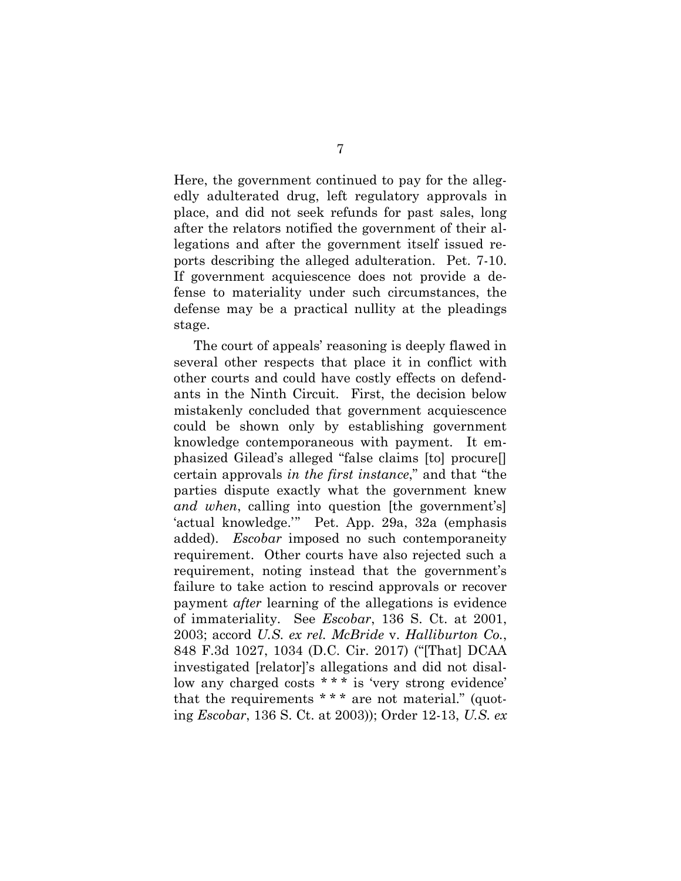Here, the government continued to pay for the allegedly adulterated drug, left regulatory approvals in place, and did not seek refunds for past sales, long after the relators notified the government of their allegations and after the government itself issued reports describing the alleged adulteration. Pet. 7-10. If government acquiescence does not provide a defense to materiality under such circumstances, the defense may be a practical nullity at the pleadings stage.

The court of appeals' reasoning is deeply flawed in several other respects that place it in conflict with other courts and could have costly effects on defendants in the Ninth Circuit. First, the decision below mistakenly concluded that government acquiescence could be shown only by establishing government knowledge contemporaneous with payment. It emphasized Gilead's alleged "false claims [to] procure[] certain approvals *in the first instance*," and that "the parties dispute exactly what the government knew *and when*, calling into question [the government's] 'actual knowledge.'" Pet. App. 29a, 32a (emphasis added). *Escobar* imposed no such contemporaneity requirement. Other courts have also rejected such a requirement, noting instead that the government's failure to take action to rescind approvals or recover payment *after* learning of the allegations is evidence of immateriality. See *Escobar*, 136 S. Ct. at 2001, 2003; accord *U.S. ex rel. McBride* v. *Halliburton Co.*, 848 F.3d 1027, 1034 (D.C. Cir. 2017) ("[That] DCAA investigated [relator]'s allegations and did not disallow any charged costs * * * is 'very strong evidence' that the requirements * * * are not material." (quoting *Escobar*, 136 S. Ct. at 2003)); Order 12-13, *U.S. ex*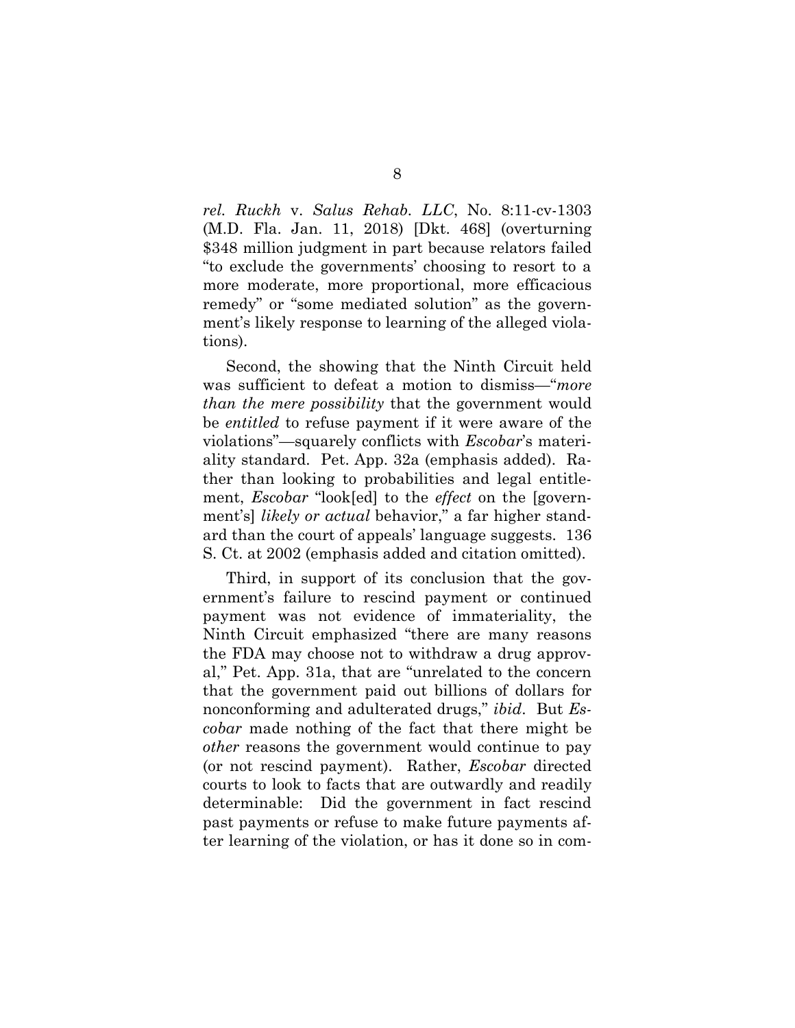*rel. Ruckh* v. *Salus Rehab. LLC*, No. 8:11-cv-1303 (M.D. Fla. Jan. 11, 2018) [Dkt. 468] (overturning $348 million judgment in part because relators failed "to exclude the governments' choosing to resort to a more moderate, more proportional, more efficacious remedy" or "some mediated solution" as the government's likely response to learning of the alleged violations).

Second, the showing that the Ninth Circuit held was sufficient to defeat a motion to dismiss—"*more than the mere possibility* that the government would be *entitled* to refuse payment if it were aware of the violations"—squarely conflicts with *Escobar*'s materiality standard. Pet. App. 32a (emphasis added). Rather than looking to probabilities and legal entitlement, *Escobar* "look[ed] to the *effect* on the [government's] *likely or actual* behavior," a far higher standard than the court of appeals' language suggests. 136 S. Ct. at 2002 (emphasis added and citation omitted).

Third, in support of its conclusion that the government's failure to rescind payment or continued payment was not evidence of immateriality, the Ninth Circuit emphasized "there are many reasons the FDA may choose not to withdraw a drug approval," Pet. App. 31a, that are "unrelated to the concern that the government paid out billions of dollars for nonconforming and adulterated drugs," *ibid*. But *Escobar* made nothing of the fact that there might be *other* reasons the government would continue to pay (or not rescind payment). Rather, *Escobar* directed courts to look to facts that are outwardly and readily determinable: Did the government in fact rescind past payments or refuse to make future payments after learning of the violation, or has it done so in com-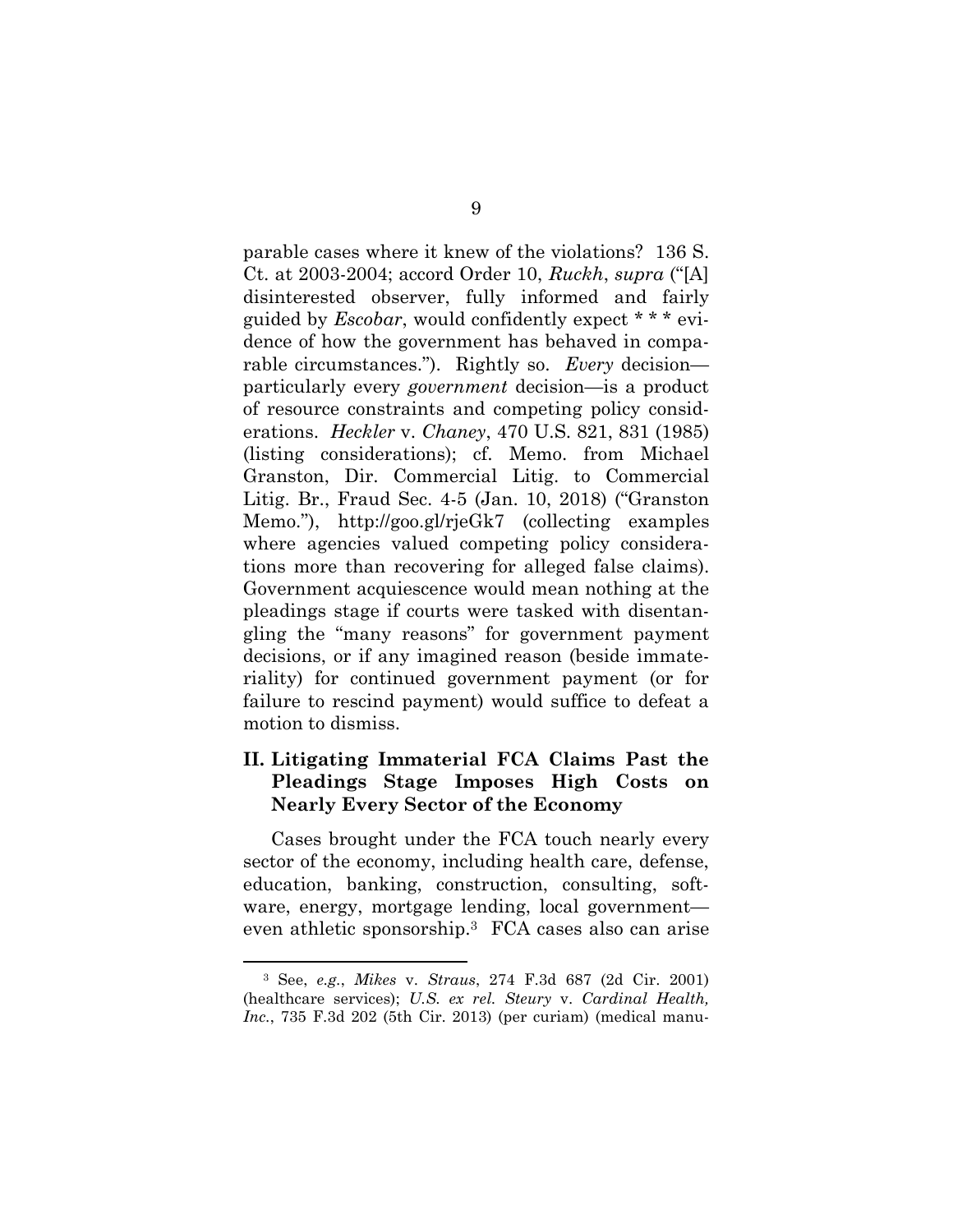parable cases where it knew of the violations? 136 S. Ct. at 2003-2004; accord Order 10, *Ruckh*, *supra* ("[A] disinterested observer, fully informed and fairly guided by *Escobar*, would confidently expect * * * evidence of how the government has behaved in comparable circumstances."). Rightly so. *Every* decision—particularly every *government* decision—is a product of resource constraints and competing policy considerations. *Heckler* v. *Chaney*, 470 U.S. 821, 831 (1985) (listing considerations); cf. Memo. from Michael Granston, Dir. Commercial Litig. to Commercial Litig. Br., Fraud Sec. 4-5 (Jan. 10, 2018) ("Granston Memo."), http://goo.gl/rjeGk7 (collecting examples where agencies valued competing policy considerations more than recovering for alleged false claims). Government acquiescence would mean nothing at the pleadings stage if courts were tasked with disentangling the "many reasons" for government payment decisions, or if any imagined reason (beside immateriality) for continued government payment (or for failure to rescind payment) would suffice to defeat a motion to dismiss.

## II. Litigating Immaterial FCA Claims Past the Pleadings Stage Imposes High Costs on Nearly Every Sector of the Economy

Cases brought under the FCA touch nearly every sector of the economy, including health care, defense, education, banking, construction, consulting, software, energy, mortgage lending, local government—even athletic sponsorship.[3] FCA cases also can arise

[3] See, *e.g.*, *Mikes* v. *Straus*, 274 F.3d 687 (2d Cir. 2001) (healthcare services); *U.S. ex rel. Steury* v. *Cardinal Health, Inc.*, 735 F.3d 202 (5th Cir. 2013) (per curiam) (medical manu-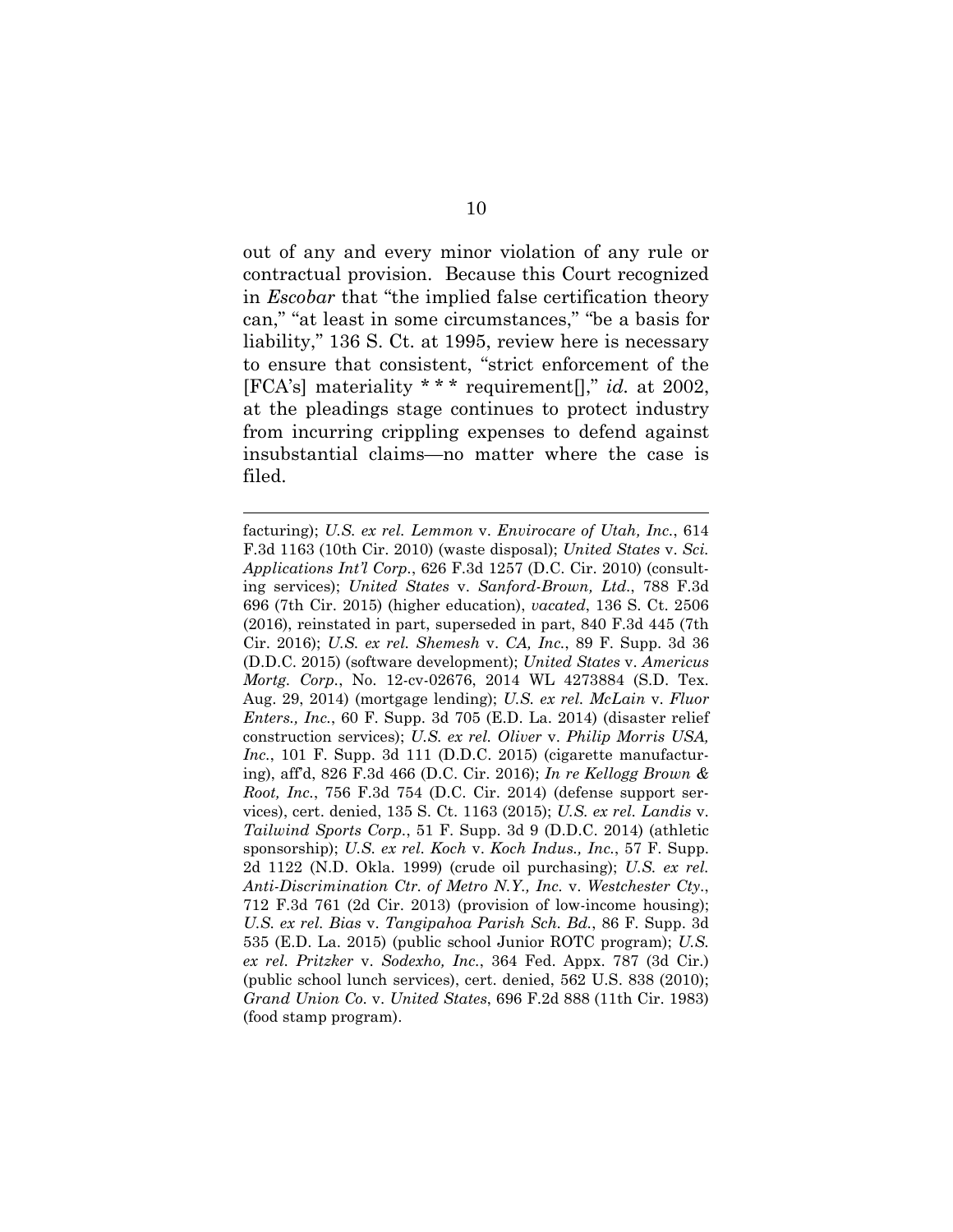out of any and every minor violation of any rule or contractual provision. Because this Court recognized in *Escobar* that "the implied false certification theory can," "at least in some circumstances," "be a basis for liability," 136 S. Ct. at 1995, review here is necessary to ensure that consistent, "strict enforcement of the [FCA's] materiality * * * requirement[]," *id.* at 2002, at the pleadings stage continues to protect industry from incurring crippling expenses to defend against insubstantial claims—no matter where the case is filed.

---

facturing); *U.S. ex rel. Lemmon* v. *Envirocare of Utah, Inc.*, 614 F.3d 1163 (10th Cir. 2010) (waste disposal); *United States* v. *Sci. Applications Int'l Corp.*, 626 F.3d 1257 (D.C. Cir. 2010) (consulting services); *United States* v. *Sanford-Brown, Ltd.*, 788 F.3d 696 (7th Cir. 2015) (higher education), *vacated*, 136 S. Ct. 2506 (2016), reinstated in part, superseded in part, 840 F.3d 445 (7th Cir. 2016); *U.S. ex rel. Shemesh* v. *CA, Inc.*, 89 F. Supp. 3d 36 (D.D.C. 2015) (software development); *United States* v. *Americus Mortg. Corp.*, No. 12-cv-02676, 2014 WL 4273884 (S.D. Tex. Aug. 29, 2014) (mortgage lending); *U.S. ex rel. McLain* v. *Fluor Enters., Inc.*, 60 F. Supp. 3d 705 (E.D. La. 2014) (disaster relief construction services); *U.S. ex rel. Oliver* v. *Philip Morris USA, Inc.*, 101 F. Supp. 3d 111 (D.D.C. 2015) (cigarette manufacturing), aff'd, 826 F.3d 466 (D.C. Cir. 2016); *In re Kellogg Brown & Root, Inc.*, 756 F.3d 754 (D.C. Cir. 2014) (defense support services), cert. denied, 135 S. Ct. 1163 (2015); *U.S. ex rel. Landis* v. *Tailwind Sports Corp.*, 51 F. Supp. 3d 9 (D.D.C. 2014) (athletic sponsorship); *U.S. ex rel. Koch* v. *Koch Indus., Inc.*, 57 F. Supp. 2d 1122 (N.D. Okla. 1999) (crude oil purchasing); *U.S. ex rel. Anti-Discrimination Ctr. of Metro N.Y., Inc.* v. *Westchester Cty.*, 712 F.3d 761 (2d Cir. 2013) (provision of low-income housing); *U.S. ex rel. Bias* v. *Tangipahoa Parish Sch. Bd.*, 86 F. Supp. 3d 535 (E.D. La. 2015) (public school Junior ROTC program); *U.S. ex rel. Pritzker* v. *Sodexho, Inc.*, 364 Fed. Appx. 787 (3d Cir.) (public school lunch services), cert. denied, 562 U.S. 838 (2010); *Grand Union Co.* v. *United States*, 696 F.2d 888 (11th Cir. 1983) (food stamp program).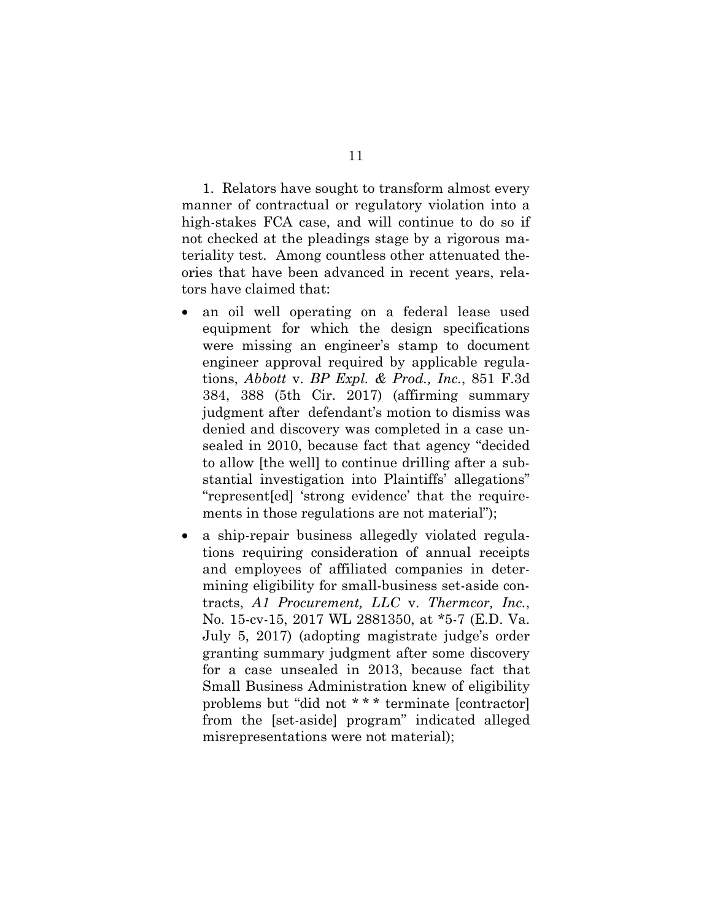1. Relators have sought to transform almost every manner of contractual or regulatory violation into a high-stakes FCA case, and will continue to do so if not checked at the pleadings stage by a rigorous materiality test. Among countless other attenuated theories that have been advanced in recent years, relators have claimed that:

- an oil well operating on a federal lease used equipment for which the design specifications were missing an engineer's stamp to document engineer approval required by applicable regulations, *Abbott* v. *BP Expl. & Prod., Inc.*, 851 F.3d 384, 388 (5th Cir. 2017) (affirming summary judgment after defendant's motion to dismiss was denied and discovery was completed in a case unsealed in 2010, because fact that agency "decided to allow [the well] to continue drilling after a substantial investigation into Plaintiffs' allegations" "represent[ed] 'strong evidence' that the requirements in those regulations are not material");
- a ship-repair business allegedly violated regulations requiring consideration of annual receipts and employees of affiliated companies in determining eligibility for small-business set-aside contracts, *A1 Procurement, LLC* v. *Thermcor, Inc.*, No. 15-cv-15, 2017 WL 2881350, at *5-7 (E.D. Va. July 5, 2017) (adopting magistrate judge's order granting summary judgment after some discovery for a case unsealed in 2013, because fact that Small Business Administration knew of eligibility problems but "did not * * * terminate [contractor] from the [set-aside] program" indicated alleged misrepresentations were not material);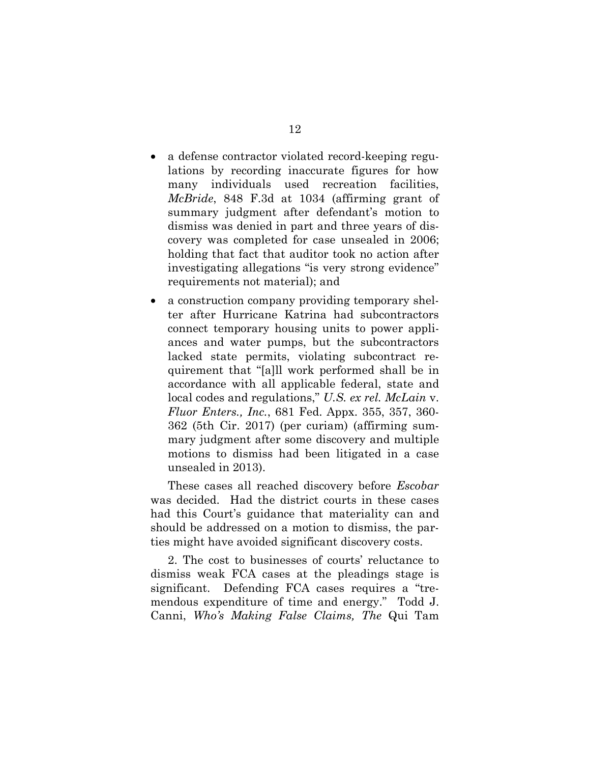- a defense contractor violated record-keeping regulations by recording inaccurate figures for how many individuals used recreation facilities, *McBride*, 848 F.3d at 1034 (affirming grant of summary judgment after defendant's motion to dismiss was denied in part and three years of discovery was completed for case unsealed in 2006; holding that fact that auditor took no action after investigating allegations "is very strong evidence" requirements not material); and
- a construction company providing temporary shelter after Hurricane Katrina had subcontractors connect temporary housing units to power appliances and water pumps, but the subcontractors lacked state permits, violating subcontract requirement that "[a]ll work performed shall be in accordance with all applicable federal, state and local codes and regulations," *U.S. ex rel. McLain* v. *Fluor Enters., Inc.*, 681 Fed. Appx. 355, 357, 360-362 (5th Cir. 2017) (per curiam) (affirming summary judgment after some discovery and multiple motions to dismiss had been litigated in a case unsealed in 2013).

These cases all reached discovery before *Escobar* was decided. Had the district courts in these cases had this Court's guidance that materiality can and should be addressed on a motion to dismiss, the parties might have avoided significant discovery costs.

2. The cost to businesses of courts' reluctance to dismiss weak FCA cases at the pleadings stage is significant. Defending FCA cases requires a "tremendous expenditure of time and energy." Todd J. Canni, *Who's Making False Claims, The* Qui Tam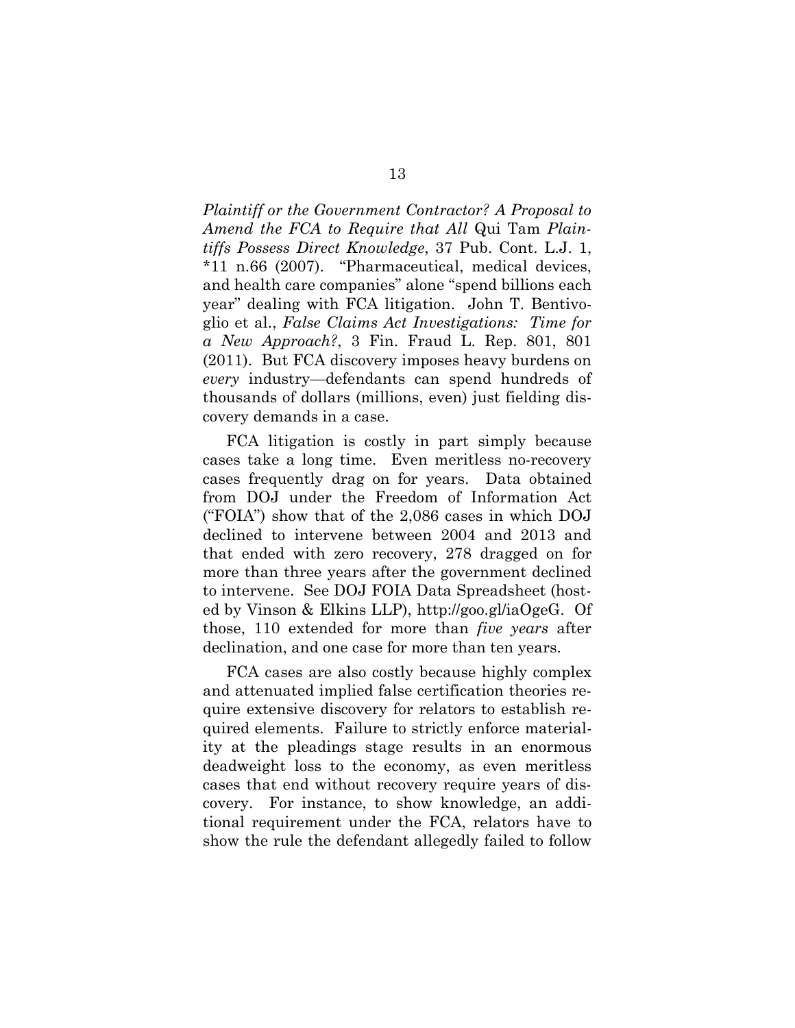*Plaintiff or the Government Contractor? A Proposal to Amend the FCA to Require that All* Qui Tam *Plaintiffs Possess Direct Knowledge*, 37 Pub. Cont. L.J. 1, *11 n.66 (2007). "Pharmaceutical, medical devices, and health care companies" alone "spend billions each year" dealing with FCA litigation. John T. Bentivoglio et al., *False Claims Act Investigations: Time for a New Approach?*, 3 Fin. Fraud L. Rep. 801, 801 (2011). But FCA discovery imposes heavy burdens on *every* industry—defendants can spend hundreds of thousands of dollars (millions, even) just fielding discovery demands in a case.

FCA litigation is costly in part simply because cases take a long time. Even meritless no-recovery cases frequently drag on for years. Data obtained from DOJ under the Freedom of Information Act ("FOIA") show that of the 2,086 cases in which DOJ declined to intervene between 2004 and 2013 and that ended with zero recovery, 278 dragged on for more than three years after the government declined to intervene. See DOJ FOIA Data Spreadsheet (hosted by Vinson & Elkins LLP), http://goo.gl/iaOgeG. Of those, 110 extended for more than *five years* after declination, and one case for more than ten years.

FCA cases are also costly because highly complex and attenuated implied false certification theories require extensive discovery for relators to establish required elements. Failure to strictly enforce materiality at the pleadings stage results in an enormous deadweight loss to the economy, as even meritless cases that end without recovery require years of discovery. For instance, to show knowledge, an additional requirement under the FCA, relators have to show the rule the defendant allegedly failed to follow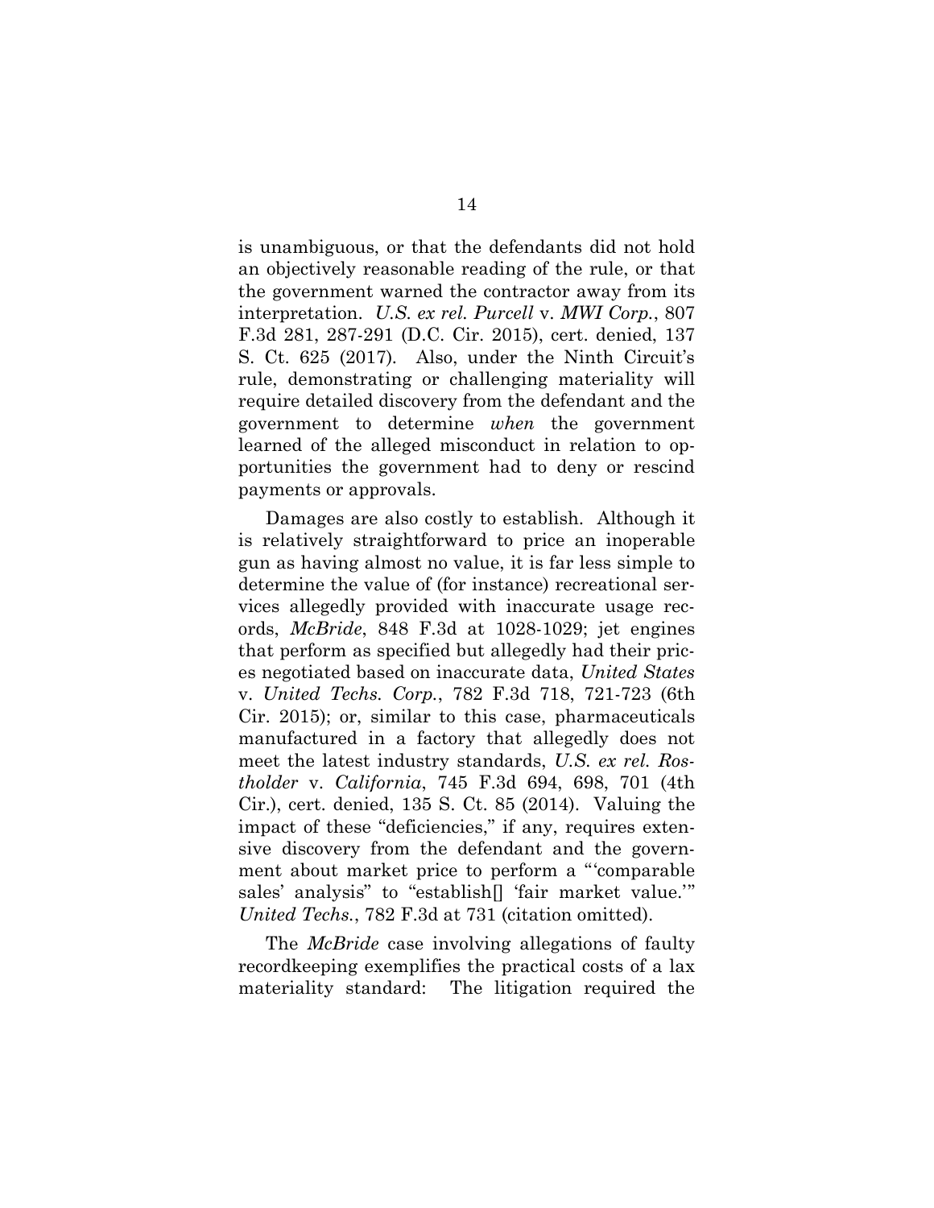is unambiguous, or that the defendants did not hold an objectively reasonable reading of the rule, or that the government warned the contractor away from its interpretation. *U.S. ex rel. Purcell* v. *MWI Corp.*, 807 F.3d 281, 287-291 (D.C. Cir. 2015), cert. denied, 137 S. Ct. 625 (2017). Also, under the Ninth Circuit's rule, demonstrating or challenging materiality will require detailed discovery from the defendant and the government to determine *when* the government learned of the alleged misconduct in relation to opportunities the government had to deny or rescind payments or approvals.

Damages are also costly to establish. Although it is relatively straightforward to price an inoperable gun as having almost no value, it is far less simple to determine the value of (for instance) recreational services allegedly provided with inaccurate usage records, *McBride*, 848 F.3d at 1028-1029; jet engines that perform as specified but allegedly had their prices negotiated based on inaccurate data, *United States* v. *United Techs. Corp.*, 782 F.3d 718, 721-723 (6th Cir. 2015); or, similar to this case, pharmaceuticals manufactured in a factory that allegedly does not meet the latest industry standards, *U.S. ex rel. Rostholder* v. *California*, 745 F.3d 694, 698, 701 (4th Cir.), cert. denied, 135 S. Ct. 85 (2014). Valuing the impact of these "deficiencies," if any, requires extensive discovery from the defendant and the government about market price to perform a "'comparable sales' analysis" to "establish[] 'fair market value.'" *United Techs.*, 782 F.3d at 731 (citation omitted).

The *McBride* case involving allegations of faulty recordkeeping exemplifies the practical costs of a lax materiality standard: The litigation required the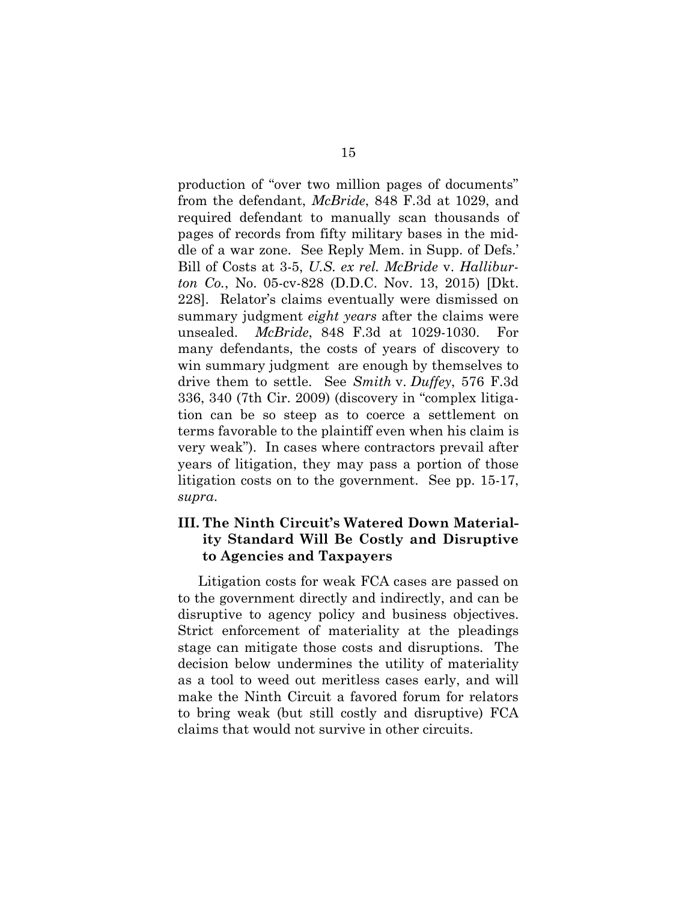production of "over two million pages of documents" from the defendant, *McBride*, 848 F.3d at 1029, and required defendant to manually scan thousands of pages of records from fifty military bases in the middle of a war zone. See Reply Mem. in Supp. of Defs.' Bill of Costs at 3-5, *U.S. ex rel. McBride* v. *Halliburton Co.*, No. 05-cv-828 (D.D.C. Nov. 13, 2015) [Dkt. 228]. Relator's claims eventually were dismissed on summary judgment *eight years* after the claims were unsealed. *McBride*, 848 F.3d at 1029-1030. For many defendants, the costs of years of discovery to win summary judgment are enough by themselves to drive them to settle. See *Smith* v. *Duffey*, 576 F.3d 336, 340 (7th Cir. 2009) (discovery in "complex litigation can be so steep as to coerce a settlement on terms favorable to the plaintiff even when his claim is very weak"). In cases where contractors prevail after years of litigation, they may pass a portion of those litigation costs on to the government. See pp. 15-17, *supra*.

### III. The Ninth Circuit's Watered Down Materiality Standard Will Be Costly and Disruptive to Agencies and Taxpayers

Litigation costs for weak FCA cases are passed on to the government directly and indirectly, and can be disruptive to agency policy and business objectives. Strict enforcement of materiality at the pleadings stage can mitigate those costs and disruptions. The decision below undermines the utility of materiality as a tool to weed out meritless cases early, and will make the Ninth Circuit a favored forum for relators to bring weak (but still costly and disruptive) FCA claims that would not survive in other circuits.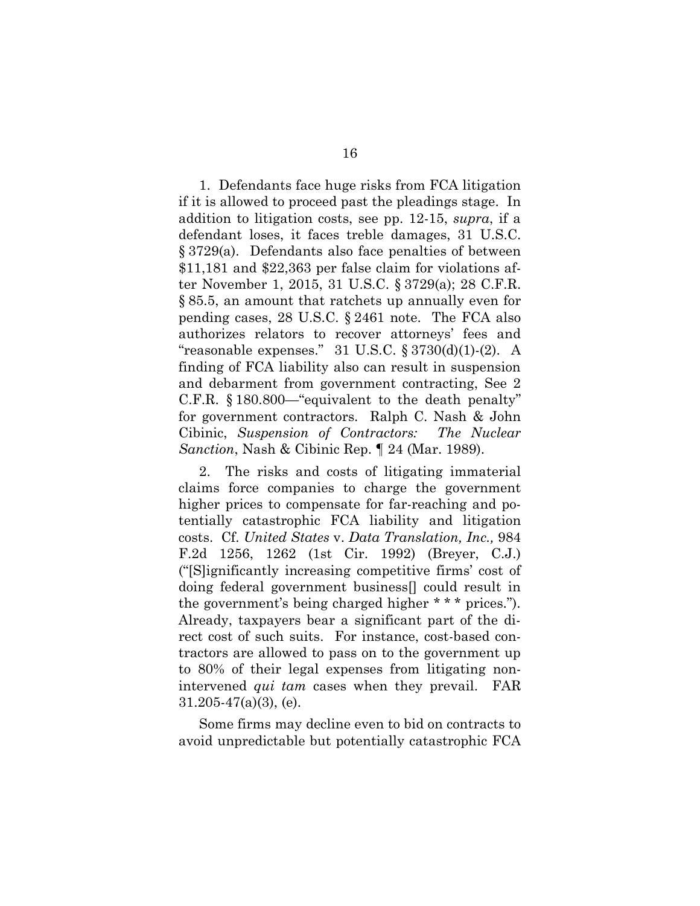1. Defendants face huge risks from FCA litigation if it is allowed to proceed past the pleadings stage. In addition to litigation costs, see pp. 12-15, *supra*, if a defendant loses, it faces treble damages, 31 U.S.C. § 3729(a). Defendants also face penalties of between \$11,181 and \$22,363 per false claim for violations after November 1, 2015, 31 U.S.C. § 3729(a); 28 C.F.R. § 85.5, an amount that ratchets up annually even for pending cases, 28 U.S.C. § 2461 note. The FCA also authorizes relators to recover attorneys' fees and "reasonable expenses." 31 U.S.C. § 3730(d)(1)-(2). A finding of FCA liability also can result in suspension and debarment from government contracting, See 2 C.F.R. § 180.800—"equivalent to the death penalty" for government contractors. Ralph C. Nash & John Cibinic, *Suspension of Contractors: The Nuclear Sanction*, Nash & Cibinic Rep. ¶ 24 (Mar. 1989).

2. The risks and costs of litigating immaterial claims force companies to charge the government higher prices to compensate for far-reaching and potentially catastrophic FCA liability and litigation costs. Cf. *United States* v. *Data Translation, Inc.,* 984 F.2d 1256, 1262 (1st Cir. 1992) (Breyer, C.J.) ("[S]ignificantly increasing competitive firms' cost of doing federal government business[] could result in the government's being charged higher * * * prices."). Already, taxpayers bear a significant part of the direct cost of such suits. For instance, cost-based contractors are allowed to pass on to the government up to 80% of their legal expenses from litigating non-intervened *qui tam* cases when they prevail. FAR 31.205-47(a)(3), (e).

Some firms may decline even to bid on contracts to avoid unpredictable but potentially catastrophic FCA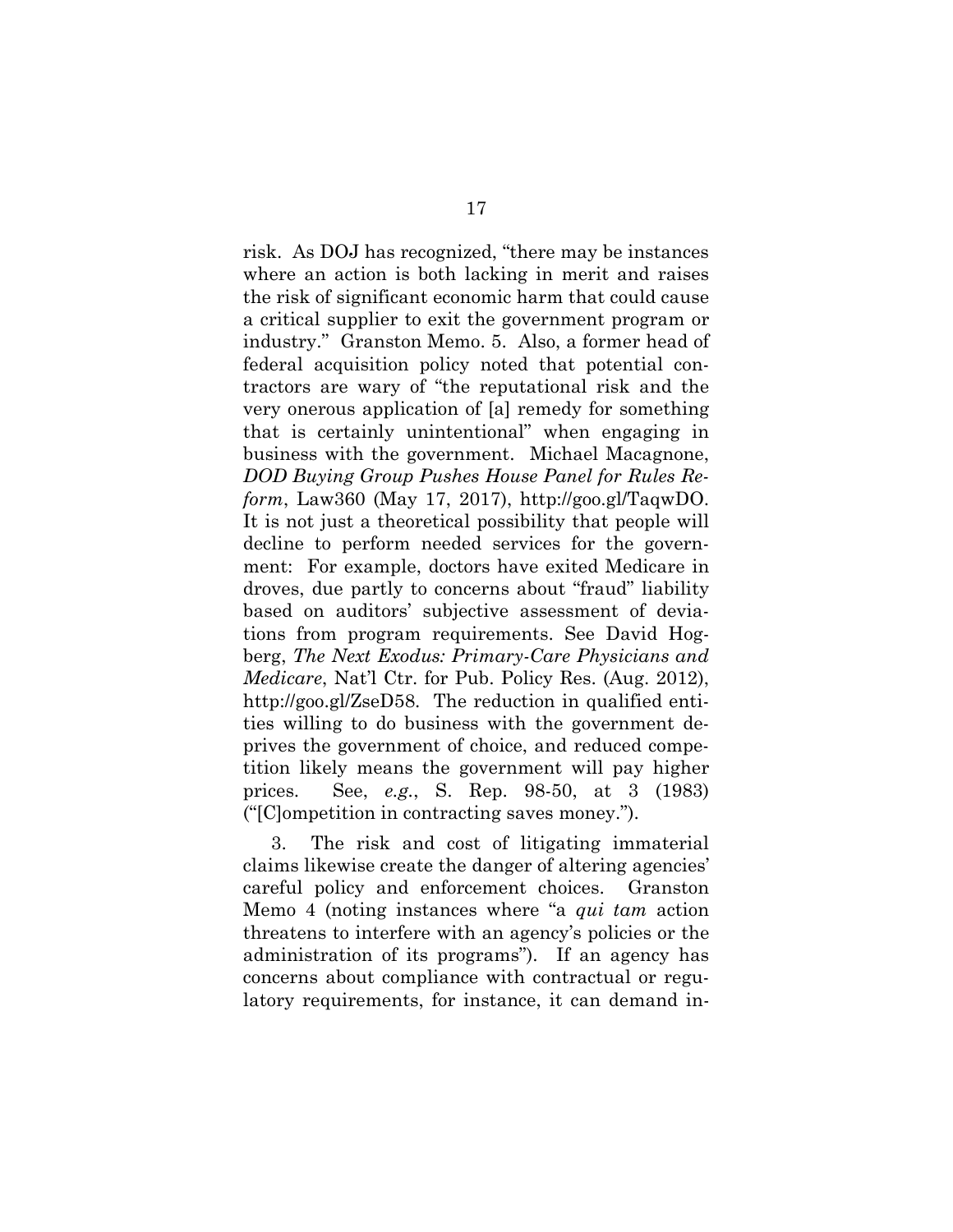risk. As DOJ has recognized, "there may be instances where an action is both lacking in merit and raises the risk of significant economic harm that could cause a critical supplier to exit the government program or industry." Granston Memo. 5. Also, a former head of federal acquisition policy noted that potential contractors are wary of "the reputational risk and the very onerous application of [a] remedy for something that is certainly unintentional" when engaging in business with the government. Michael Macagnone, *DOD Buying Group Pushes House Panel for Rules Reform*, Law360 (May 17, 2017), http://goo.gl/TaqwDO. It is not just a theoretical possibility that people will decline to perform needed services for the government: For example, doctors have exited Medicare in droves, due partly to concerns about "fraud" liability based on auditors' subjective assessment of deviations from program requirements. See David Hogberg, *The Next Exodus: Primary-Care Physicians and Medicare*, Nat'l Ctr. for Pub. Policy Res. (Aug. 2012), http://goo.gl/ZseD58. The reduction in qualified entities willing to do business with the government deprives the government of choice, and reduced competition likely means the government will pay higher prices. See, *e.g.*, S. Rep. 98-50, at 3 (1983) ("[C]ompetition in contracting saves money.").

3. The risk and cost of litigating immaterial claims likewise create the danger of altering agencies' careful policy and enforcement choices. Granston Memo 4 (noting instances where "a *qui tam* action threatens to interfere with an agency's policies or the administration of its programs"). If an agency has concerns about compliance with contractual or regulatory requirements, for instance, it can demand in-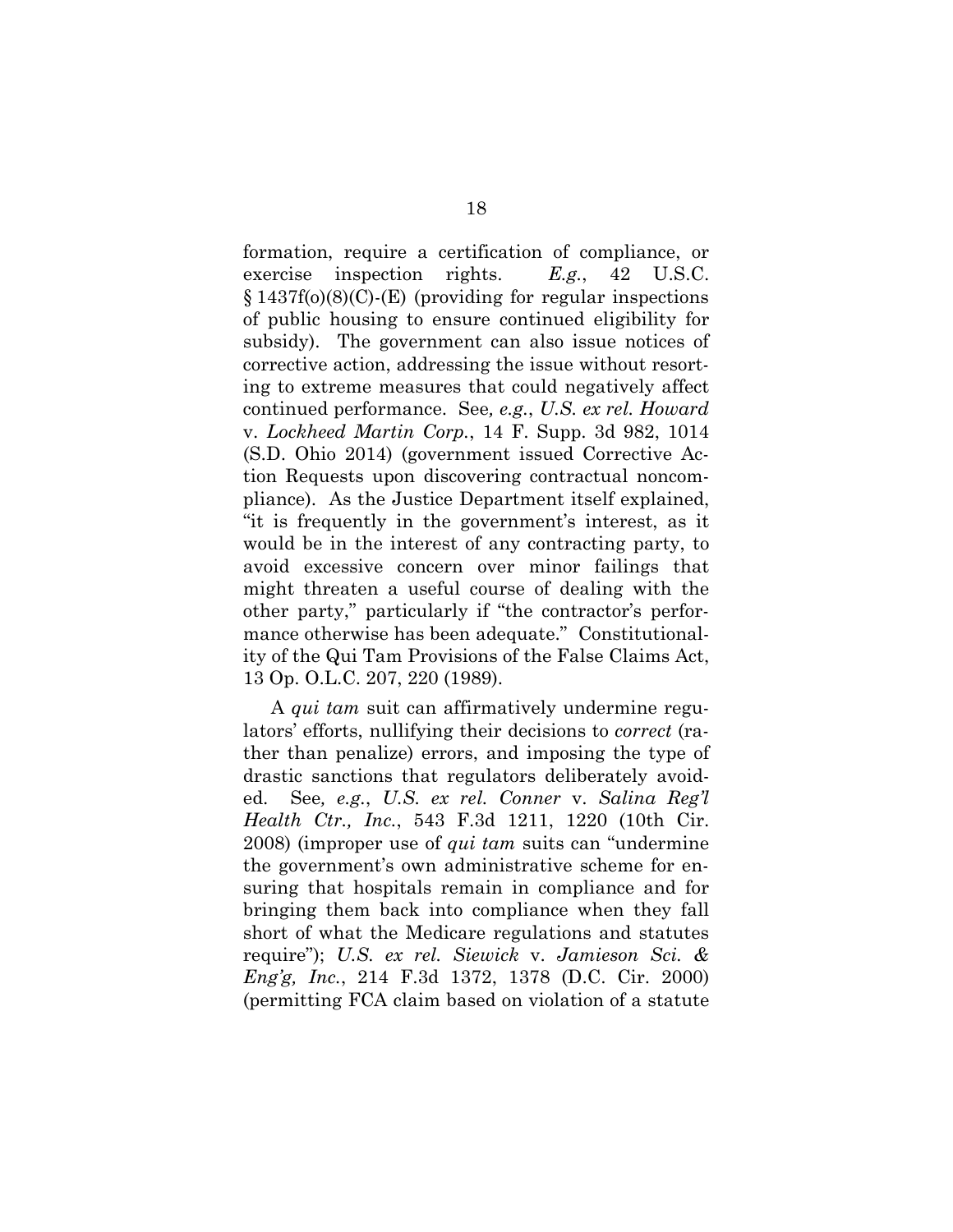formation, require a certification of compliance, or exercise inspection rights. *E.g.*, 42 U.S.C. § 1437f(o)(8)(C)-(E) (providing for regular inspections of public housing to ensure continued eligibility for subsidy). The government can also issue notices of corrective action, addressing the issue without resorting to extreme measures that could negatively affect continued performance. See*, e.g.*, *U.S. ex rel. Howard* v. *Lockheed Martin Corp.*, 14 F. Supp. 3d 982, 1014 (S.D. Ohio 2014) (government issued Corrective Action Requests upon discovering contractual noncompliance). As the Justice Department itself explained, "it is frequently in the government's interest, as it would be in the interest of any contracting party, to avoid excessive concern over minor failings that might threaten a useful course of dealing with the other party," particularly if "the contractor's performance otherwise has been adequate." Constitutionality of the Qui Tam Provisions of the False Claims Act, 13 Op. O.L.C. 207, 220 (1989).

A *qui tam* suit can affirmatively undermine regulators' efforts, nullifying their decisions to *correct* (rather than penalize) errors, and imposing the type of drastic sanctions that regulators deliberately avoided. See*, e.g.*, *U.S. ex rel. Conner* v. *Salina Reg'l Health Ctr., Inc.*, 543 F.3d 1211, 1220 (10th Cir. 2008) (improper use of *qui tam* suits can "undermine the government's own administrative scheme for ensuring that hospitals remain in compliance and for bringing them back into compliance when they fall short of what the Medicare regulations and statutes require"); *U.S. ex rel. Siewick* v. *Jamieson Sci. & Eng'g, Inc.*, 214 F.3d 1372, 1378 (D.C. Cir. 2000) (permitting FCA claim based on violation of a statute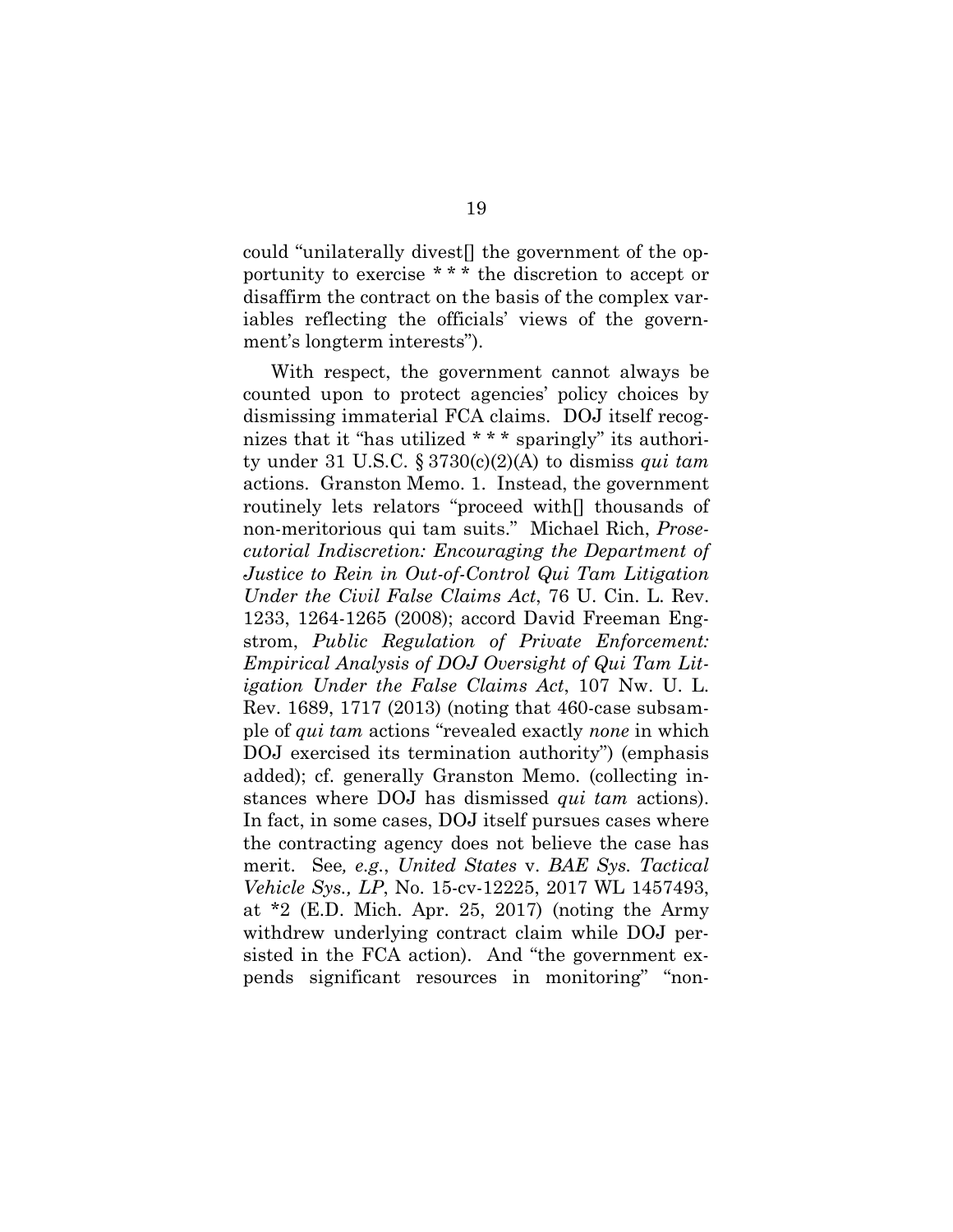could "unilaterally divest[] the government of the opportunity to exercise * * * the discretion to accept or disaffirm the contract on the basis of the complex variables reflecting the officials' views of the government's longterm interests").

With respect, the government cannot always be counted upon to protect agencies' policy choices by dismissing immaterial FCA claims. DOJ itself recognizes that it "has utilized * * * sparingly" its authority under 31 U.S.C. § 3730(c)(2)(A) to dismiss *qui tam* actions. Granston Memo. 1. Instead, the government routinely lets relators "proceed with[] thousands of non-meritorious qui tam suits." Michael Rich, *Prosecutorial Indiscretion: Encouraging the Department of Justice to Rein in Out-of-Control Qui Tam Litigation Under the Civil False Claims Act*, 76 U. Cin. L. Rev. 1233, 1264-1265 (2008); accord David Freeman Engstrom, *Public Regulation of Private Enforcement: Empirical Analysis of DOJ Oversight of Qui Tam Litigation Under the False Claims Act*, 107 Nw. U. L. Rev. 1689, 1717 (2013) (noting that 460-case subsample of *qui tam* actions "revealed exactly *none* in which DOJ exercised its termination authority") (emphasis added); cf. generally Granston Memo. (collecting instances where DOJ has dismissed *qui tam* actions). In fact, in some cases, DOJ itself pursues cases where the contracting agency does not believe the case has merit. See*, e.g.*, *United States* v. *BAE Sys. Tactical Vehicle Sys., LP*, No. 15-cv-12225, 2017 WL 1457493, at *2 (E.D. Mich. Apr. 25, 2017) (noting the Army withdrew underlying contract claim while DOJ persisted in the FCA action). And "the government expends significant resources in monitoring" "non-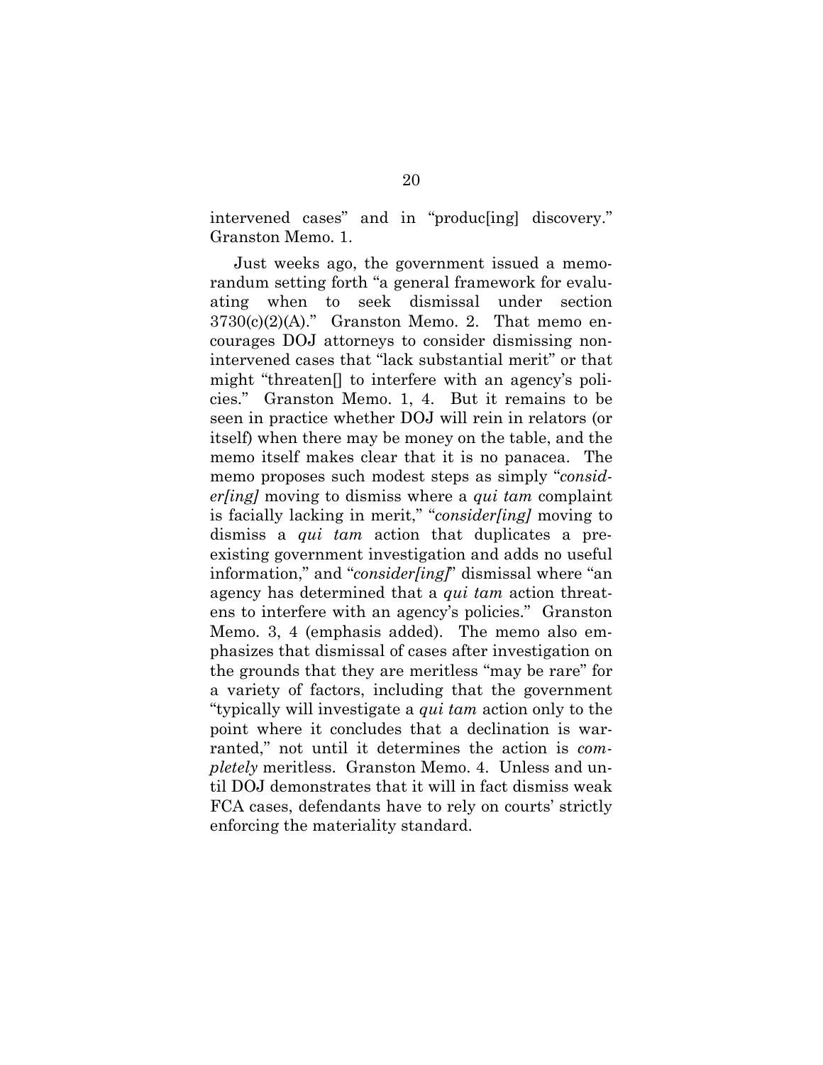intervened cases" and in "produc[ing] discovery." Granston Memo. 1.

Just weeks ago, the government issued a memorandum setting forth "a general framework for evaluating when to seek dismissal under section 3730(c)(2)(A)." Granston Memo. 2. That memo encourages DOJ attorneys to consider dismissing non-intervened cases that "lack substantial merit" or that might "threaten[] to interfere with an agency's policies." Granston Memo. 1, 4. But it remains to be seen in practice whether DOJ will rein in relators (or itself) when there may be money on the table, and the memo itself makes clear that it is no panacea. The memo proposes such modest steps as simply "*consider[ing]* moving to dismiss where a *qui tam* complaint is facially lacking in merit," "*consider[ing]* moving to dismiss a *qui tam* action that duplicates a pre-existing government investigation and adds no useful information," and "*consider[ing]*" dismissal where "an agency has determined that a *qui tam* action threatens to interfere with an agency's policies." Granston Memo. 3, 4 (emphasis added). The memo also emphasizes that dismissal of cases after investigation on the grounds that they are meritless "may be rare" for a variety of factors, including that the government "typically will investigate a *qui tam* action only to the point where it concludes that a declination is warranted," not until it determines the action is *completely* meritless. Granston Memo. 4. Unless and until DOJ demonstrates that it will in fact dismiss weak FCA cases, defendants have to rely on courts' strictly enforcing the materiality standard.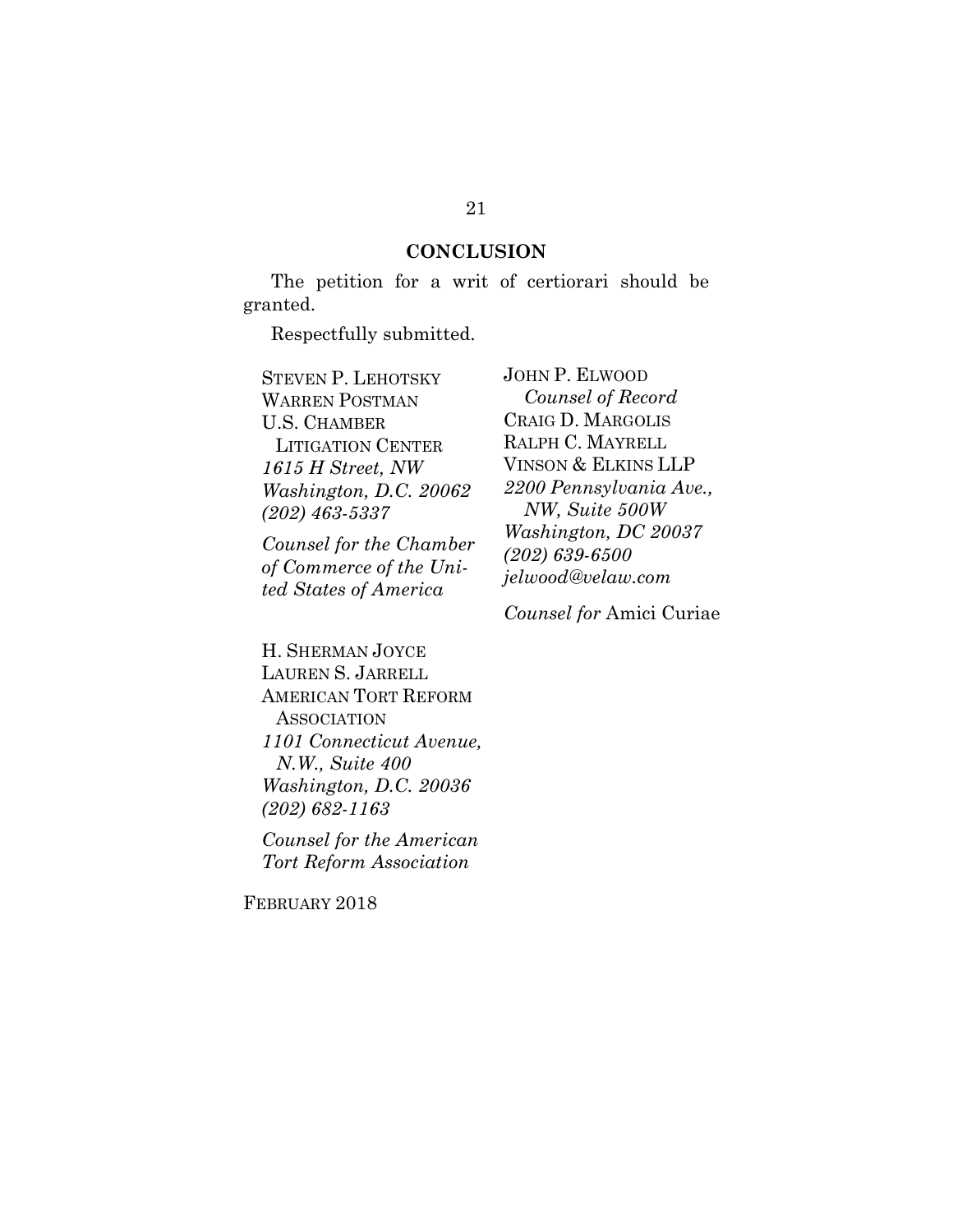## CONCLUSION

The petition for a writ of certiorari should be granted.

Respectfully submitted.

STEVEN P. LEHOTSKY
WARREN POSTMAN
U.S. CHAMBER
LITIGATION CENTER
*1615 H Street, NW*
*Washington, D.C. 20062*
*(202) 463-5337*

*Counsel for the Chamber of Commerce of the United States of America*

JOHN P. ELWOOD
*Counsel of Record*
CRAIG D. MARGOLIS
RALPH C. MAYRELL
VINSON & ELKINS LLP
*2200 Pennsylvania Ave., NW, Suite 500W*
*Washington, DC 20037*
*(202) 639-6500*
*jelwood@velaw.com*

*Counsel for* Amici Curiae

H. SHERMAN JOYCE
LAUREN S. JARRELL
AMERICAN TORT REFORM ASSOCIATION
*1101 Connecticut Avenue, N.W., Suite 400*
*Washington, D.C. 20036*
*(202) 682-1163*

*Counsel for the American Tort Reform Association*

FEBRUARY 2018